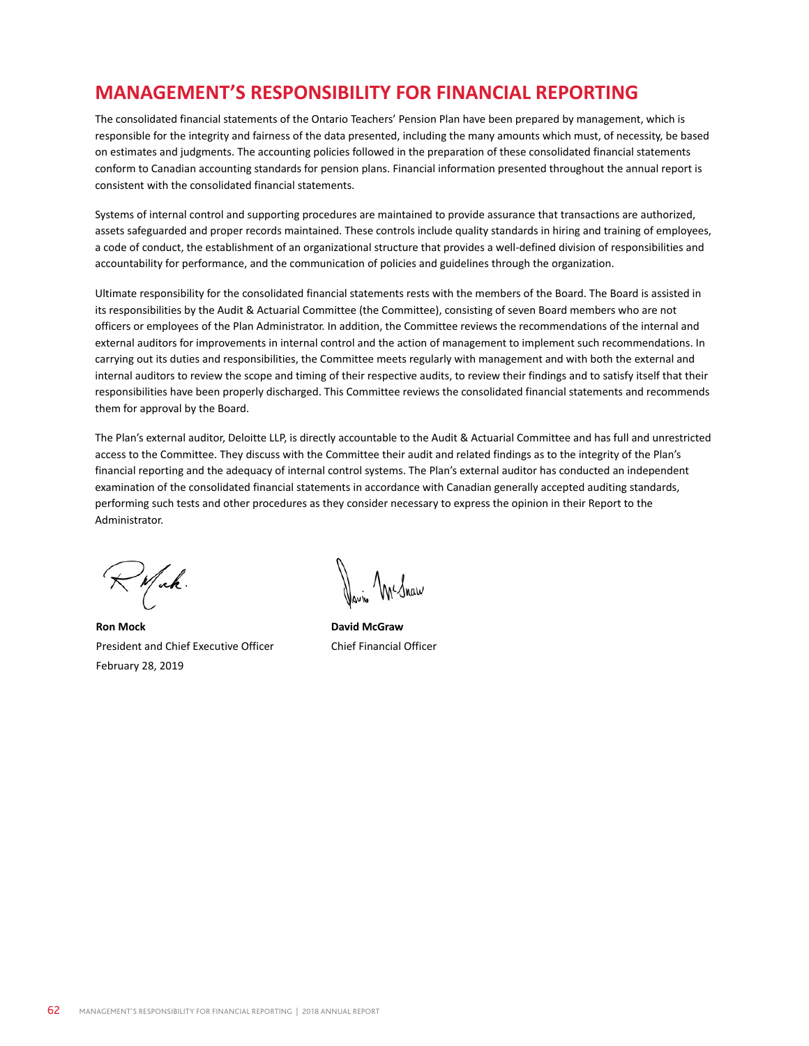# MANAGEMENT'S RESPONSIBILITY FOR FINANCIAL REPORTING

The consolidated financial statements of the Ontario Teachers' Pension Plan have been prepared by management, which is responsible for the integrity and fairness of the data presented, including the many amounts which must, of necessity, be based on estimates and judgments. The accounting policies followed in the preparation of these consolidated financial statements conform to Canadian accounting standards for pension plans. Financial information presented throughout the annual report is consistent with the consolidated financial statements.

Systems of internal control and supporting procedures are maintained to provide assurance that transactions are authorized, assets safeguarded and proper records maintained. These controls include quality standards in hiring and training of employees, a code of conduct, the establishment of an organizational structure that provides a well-defined division of responsibilities and accountability for performance, and the communication of policies and guidelines through the organization.

Ultimate responsibility for the consolidated financial statements rests with the members of the Board. The Board is assisted in its responsibilities by the Audit & Actuarial Committee (the Committee), consisting of seven Board members who are not officers or employees of the Plan Administrator. In addition, the Committee reviews the recommendations of the internal and external auditors for improvements in internal control and the action of management to implement such recommendations. In carrying out its duties and responsibilities, the Committee meets regularly with management and with both the external and internal auditors to review the scope and timing of their respective audits, to review their findings and to satisfy itself that their responsibilities have been properly discharged. This Committee reviews the consolidated financial statements and recommends them for approval by the Board.

The Plan's external auditor, Deloitte LLP, is directly accountable to the Audit & Actuarial Committee and has full and unrestricted access to the Committee. They discuss with the Committee their audit and related findings as to the integrity of the Plan's financial reporting and the adequacy of internal control systems. The Plan's external auditor has conducted an independent examination of the consolidated financial statements in accordance with Canadian generally accepted auditing standards, performing such tests and other procedures as they consider necessary to express the opinion in their Report to the Administrator.

**Ron Mock**
President and Chief Executive Officer
February 28, 2019

**David McGraw**
Chief Financial Officer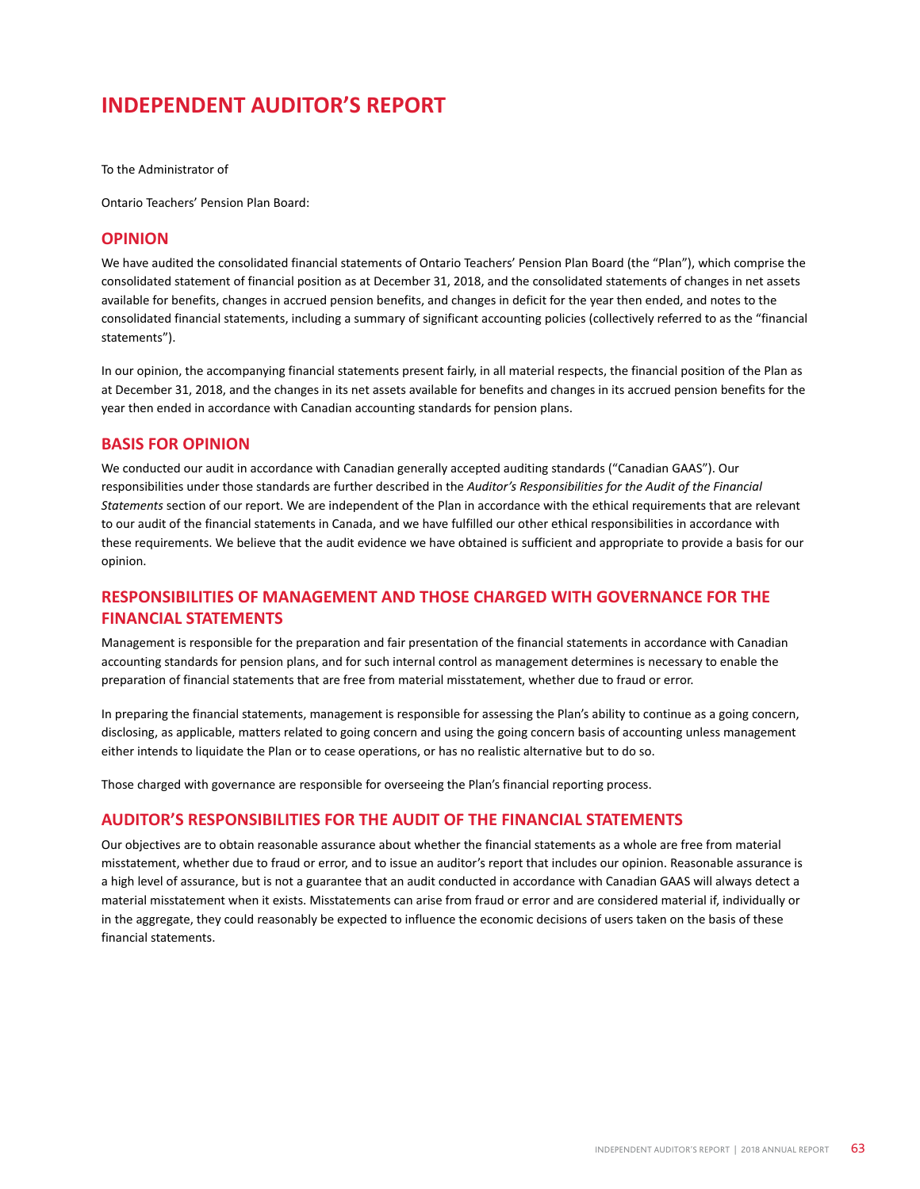# INDEPENDENT AUDITOR'S REPORT

To the Administrator of

Ontario Teachers' Pension Plan Board:

## OPINION

We have audited the consolidated financial statements of Ontario Teachers' Pension Plan Board (the "Plan"), which comprise the consolidated statement of financial position as at December 31, 2018, and the consolidated statements of changes in net assets available for benefits, changes in accrued pension benefits, and changes in deficit for the year then ended, and notes to the consolidated financial statements, including a summary of significant accounting policies (collectively referred to as the "financial statements").

In our opinion, the accompanying financial statements present fairly, in all material respects, the financial position of the Plan as at December 31, 2018, and the changes in its net assets available for benefits and changes in its accrued pension benefits for the year then ended in accordance with Canadian accounting standards for pension plans.

## BASIS FOR OPINION

We conducted our audit in accordance with Canadian generally accepted auditing standards ("Canadian GAAS"). Our responsibilities under those standards are further described in the *Auditor's Responsibilities for the Audit of the Financial Statements* section of our report. We are independent of the Plan in accordance with the ethical requirements that are relevant to our audit of the financial statements in Canada, and we have fulfilled our other ethical responsibilities in accordance with these requirements. We believe that the audit evidence we have obtained is sufficient and appropriate to provide a basis for our opinion.

## RESPONSIBILITIES OF MANAGEMENT AND THOSE CHARGED WITH GOVERNANCE FOR THE FINANCIAL STATEMENTS

Management is responsible for the preparation and fair presentation of the financial statements in accordance with Canadian accounting standards for pension plans, and for such internal control as management determines is necessary to enable the preparation of financial statements that are free from material misstatement, whether due to fraud or error.

In preparing the financial statements, management is responsible for assessing the Plan's ability to continue as a going concern, disclosing, as applicable, matters related to going concern and using the going concern basis of accounting unless management either intends to liquidate the Plan or to cease operations, or has no realistic alternative but to do so.

Those charged with governance are responsible for overseeing the Plan's financial reporting process.

## AUDITOR'S RESPONSIBILITIES FOR THE AUDIT OF THE FINANCIAL STATEMENTS

Our objectives are to obtain reasonable assurance about whether the financial statements as a whole are free from material misstatement, whether due to fraud or error, and to issue an auditor's report that includes our opinion. Reasonable assurance is a high level of assurance, but is not a guarantee that an audit conducted in accordance with Canadian GAAS will always detect a material misstatement when it exists. Misstatements can arise from fraud or error and are considered material if, individually or in the aggregate, they could reasonably be expected to influence the economic decisions of users taken on the basis of these financial statements.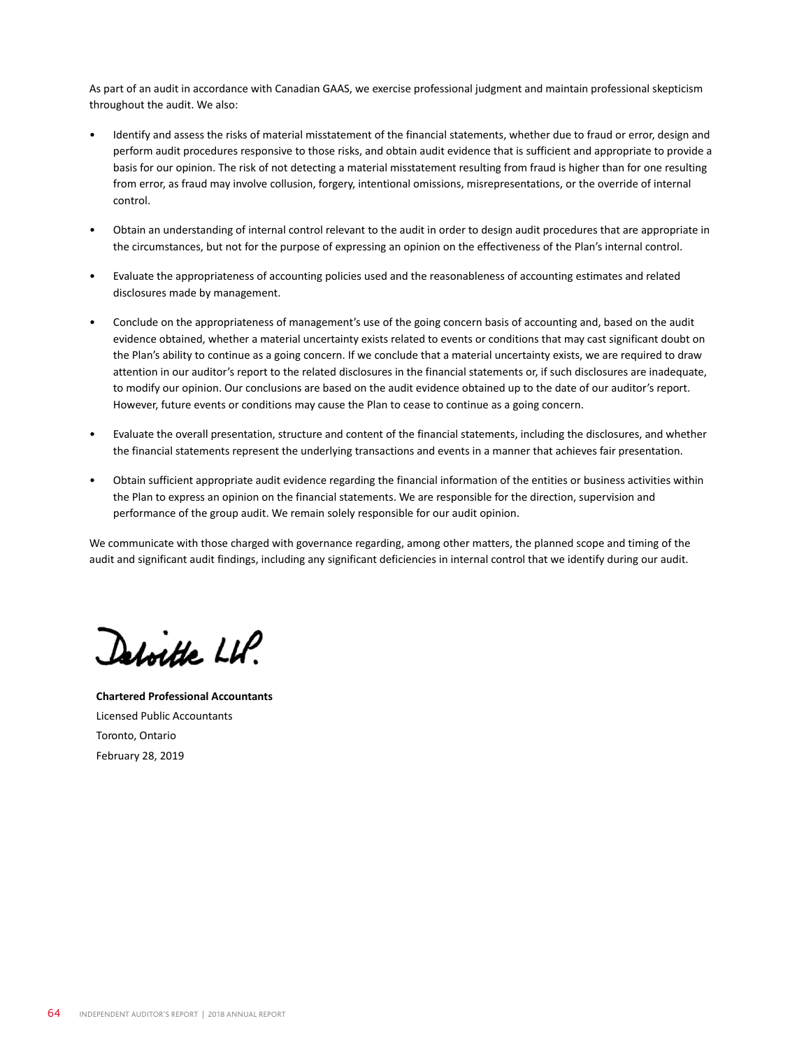As part of an audit in accordance with Canadian GAAS, we exercise professional judgment and maintain professional skepticism throughout the audit. We also:

- Identify and assess the risks of material misstatement of the financial statements, whether due to fraud or error, design and perform audit procedures responsive to those risks, and obtain audit evidence that is sufficient and appropriate to provide a basis for our opinion. The risk of not detecting a material misstatement resulting from fraud is higher than for one resulting from error, as fraud may involve collusion, forgery, intentional omissions, misrepresentations, or the override of internal control.

- Obtain an understanding of internal control relevant to the audit in order to design audit procedures that are appropriate in the circumstances, but not for the purpose of expressing an opinion on the effectiveness of the Plan's internal control.

- Evaluate the appropriateness of accounting policies used and the reasonableness of accounting estimates and related disclosures made by management.

- Conclude on the appropriateness of management's use of the going concern basis of accounting and, based on the audit evidence obtained, whether a material uncertainty exists related to events or conditions that may cast significant doubt on the Plan's ability to continue as a going concern. If we conclude that a material uncertainty exists, we are required to draw attention in our auditor's report to the related disclosures in the financial statements or, if such disclosures are inadequate, to modify our opinion. Our conclusions are based on the audit evidence obtained up to the date of our auditor's report. However, future events or conditions may cause the Plan to cease to continue as a going concern.

- Evaluate the overall presentation, structure and content of the financial statements, including the disclosures, and whether the financial statements represent the underlying transactions and events in a manner that achieves fair presentation.

- Obtain sufficient appropriate audit evidence regarding the financial information of the entities or business activities within the Plan to express an opinion on the financial statements. We are responsible for the direction, supervision and performance of the group audit. We remain solely responsible for our audit opinion.

We communicate with those charged with governance regarding, among other matters, the planned scope and timing of the audit and significant audit findings, including any significant deficiencies in internal control that we identify during our audit.

Deloitte LLP.

**Chartered Professional Accountants**
Licensed Public Accountants
Toronto, Ontario
February 28, 2019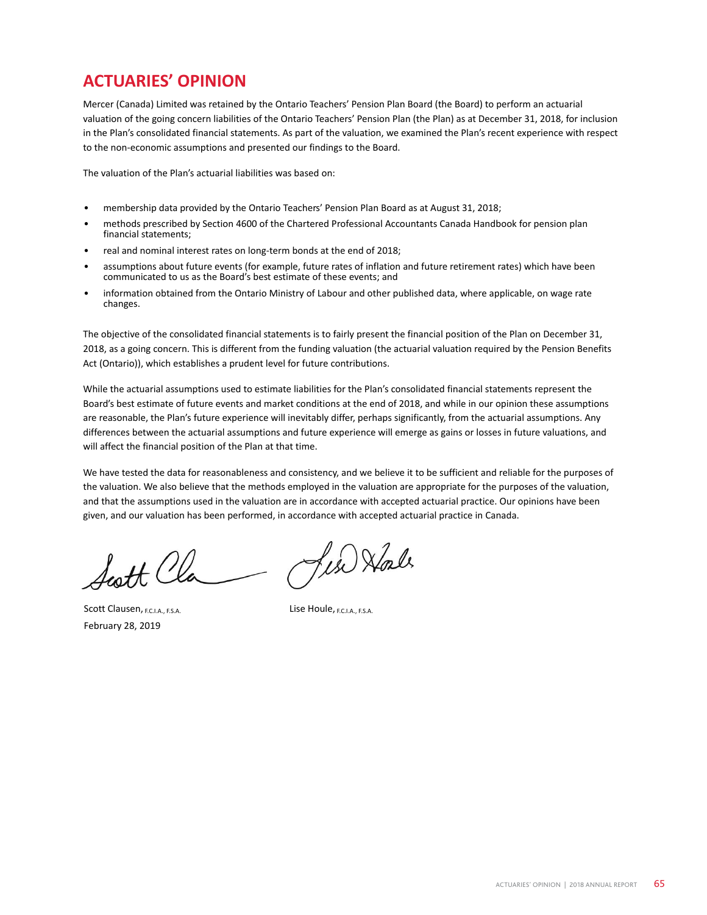# ACTUARIES' OPINION

Mercer (Canada) Limited was retained by the Ontario Teachers' Pension Plan Board (the Board) to perform an actuarial valuation of the going concern liabilities of the Ontario Teachers' Pension Plan (the Plan) as at December 31, 2018, for inclusion in the Plan's consolidated financial statements. As part of the valuation, we examined the Plan's recent experience with respect to the non-economic assumptions and presented our findings to the Board.

The valuation of the Plan's actuarial liabilities was based on:

- membership data provided by the Ontario Teachers' Pension Plan Board as at August 31, 2018;
- methods prescribed by Section 4600 of the Chartered Professional Accountants Canada Handbook for pension plan financial statements;
- real and nominal interest rates on long-term bonds at the end of 2018;
- assumptions about future events (for example, future rates of inflation and future retirement rates) which have been communicated to us as the Board's best estimate of these events; and
- information obtained from the Ontario Ministry of Labour and other published data, where applicable, on wage rate changes.

The objective of the consolidated financial statements is to fairly present the financial position of the Plan on December 31, 2018, as a going concern. This is different from the funding valuation (the actuarial valuation required by the Pension Benefits Act (Ontario)), which establishes a prudent level for future contributions.

While the actuarial assumptions used to estimate liabilities for the Plan's consolidated financial statements represent the Board's best estimate of future events and market conditions at the end of 2018, and while in our opinion these assumptions are reasonable, the Plan's future experience will inevitably differ, perhaps significantly, from the actuarial assumptions. Any differences between the actuarial assumptions and future experience will emerge as gains or losses in future valuations, and will affect the financial position of the Plan at that time.

We have tested the data for reasonableness and consistency, and we believe it to be sufficient and reliable for the purposes of the valuation. We also believe that the methods employed in the valuation are appropriate for the purposes of the valuation, and that the assumptions used in the valuation are in accordance with accepted actuarial practice. Our opinions have been given, and our valuation has been performed, in accordance with accepted actuarial practice in Canada.

Scott Clausen, F.C.I.A., F.S.A.
February 28, 2019

Lise Houle, F.C.I.A., F.S.A.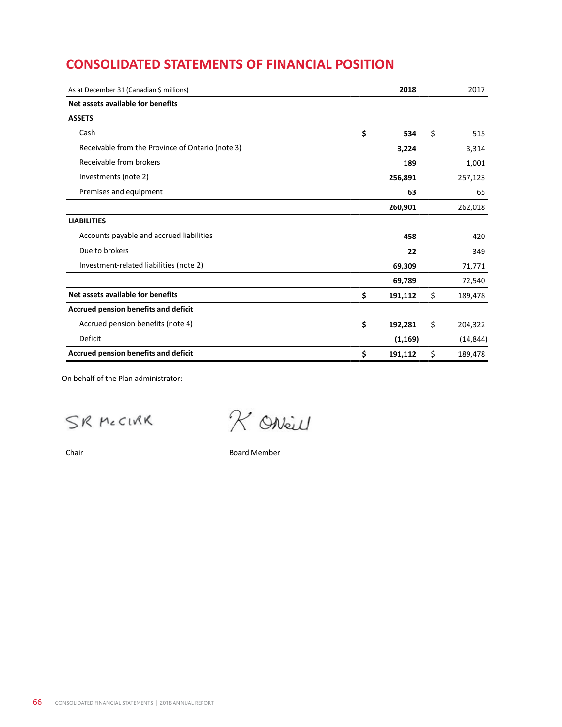# CONSOLIDATED STATEMENTS OF FINANCIAL POSITION

| As at December 31 (Canadian $ millions) | 2018 | 2017 |
|---|---|---|
| **Net assets available for benefits** | | |
| **ASSETS** | | |
| Cash | **$ 534** | $ 515 |
| Receivable from the Province of Ontario (note 3) | **3,224** | 3,314 |
| Receivable from brokers | **189** | 1,001 |
| Investments (note 2) | **256,891** | 257,123 |
| Premises and equipment | **63** | 65 |
| | **260,901** | 262,018 |
| **LIABILITIES** | | |
| Accounts payable and accrued liabilities | **458** | 420 |
| Due to brokers | **22** | 349 |
| Investment-related liabilities (note 2) | **69,309** | 71,771 |
| | **69,789** | 72,540 |
| **Net assets available for benefits** | **$ 191,112** | $ 189,478 |
| **Accrued pension benefits and deficit** | | |
| Accrued pension benefits (note 4) | **$ 192,281** | $ 204,322 |
| Deficit | **(1,169)** | (14,844) |
| **Accrued pension benefits and deficit** | **$ 191,112** | $ 189,478 |

On behalf of the Plan administrator:

SR McCIRK

Chair

K O'Neill

Board Member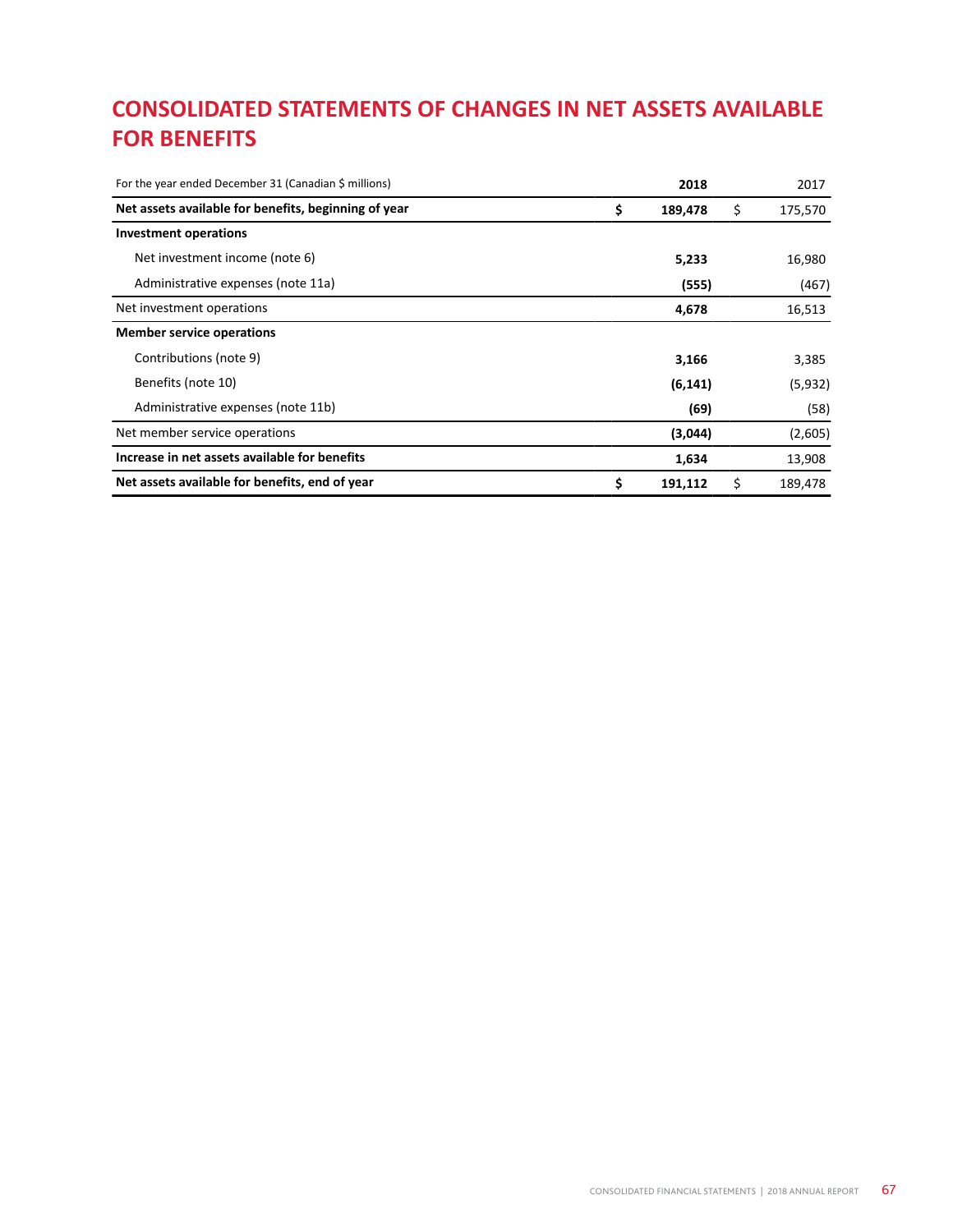# CONSOLIDATED STATEMENTS OF CHANGES IN NET ASSETS AVAILABLE FOR BENEFITS

| For the year ended December 31 (Canadian $ millions) | 2018 | 2017 |
|---|---|---|
| **Net assets available for benefits, beginning of year** | **$ 189,478** | $ 175,570 |
| **Investment operations** | | |
| Net investment income (note 6) | **5,233** | 16,980 |
| Administrative expenses (note 11a) | **(555)** | (467) |
| Net investment operations | **4,678** | 16,513 |
| **Member service operations** | | |
| Contributions (note 9) | **3,166** | 3,385 |
| Benefits (note 10) | **(6,141)** | (5,932) |
| Administrative expenses (note 11b) | **(69)** | (58) |
| Net member service operations | **(3,044)** | (2,605) |
| **Increase in net assets available for benefits** | **1,634** | 13,908 |
| **Net assets available for benefits, end of year** | **$ 191,112** | $ 189,478 |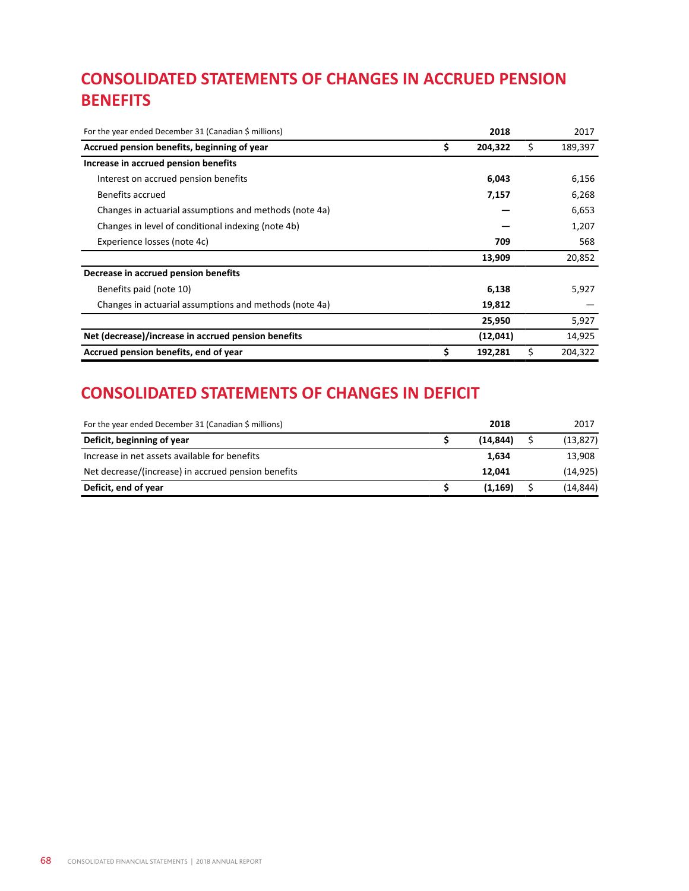# CONSOLIDATED STATEMENTS OF CHANGES IN ACCRUED PENSION BENEFITS

| For the year ended December 31 (Canadian $ millions) | **2018** | 2017 |
|---|---|---|
| **Accrued pension benefits, beginning of year** | **$ 204,322** | $ 189,397 |
| **Increase in accrued pension benefits** | | |
| Interest on accrued pension benefits | **6,043** | 6,156 |
| Benefits accrued | **7,157** | 6,268 |
| Changes in actuarial assumptions and methods (note 4a) | **—** | 6,653 |
| Changes in level of conditional indexing (note 4b) | **—** | 1,207 |
| Experience losses (note 4c) | **709** | 568 |
| | **13,909** | 20,852 |
| **Decrease in accrued pension benefits** | | |
| Benefits paid (note 10) | **6,138** | 5,927 |
| Changes in actuarial assumptions and methods (note 4a) | **19,812** | — |
| | **25,950** | 5,927 |
| **Net (decrease)/increase in accrued pension benefits** | **(12,041)** | 14,925 |
| **Accrued pension benefits, end of year** | **$ 192,281** | $ 204,322 |

# CONSOLIDATED STATEMENTS OF CHANGES IN DEFICIT

| For the year ended December 31 (Canadian $ millions) | **2018** | 2017 |
|---|---|---|
| **Deficit, beginning of year** | **$ (14,844)** | $ (13,827) |
| Increase in net assets available for benefits | **1,634** | 13,908 |
| Net decrease/(increase) in accrued pension benefits | **12,041** | (14,925) |
| **Deficit, end of year** | **$ (1,169)** | $ (14,844) |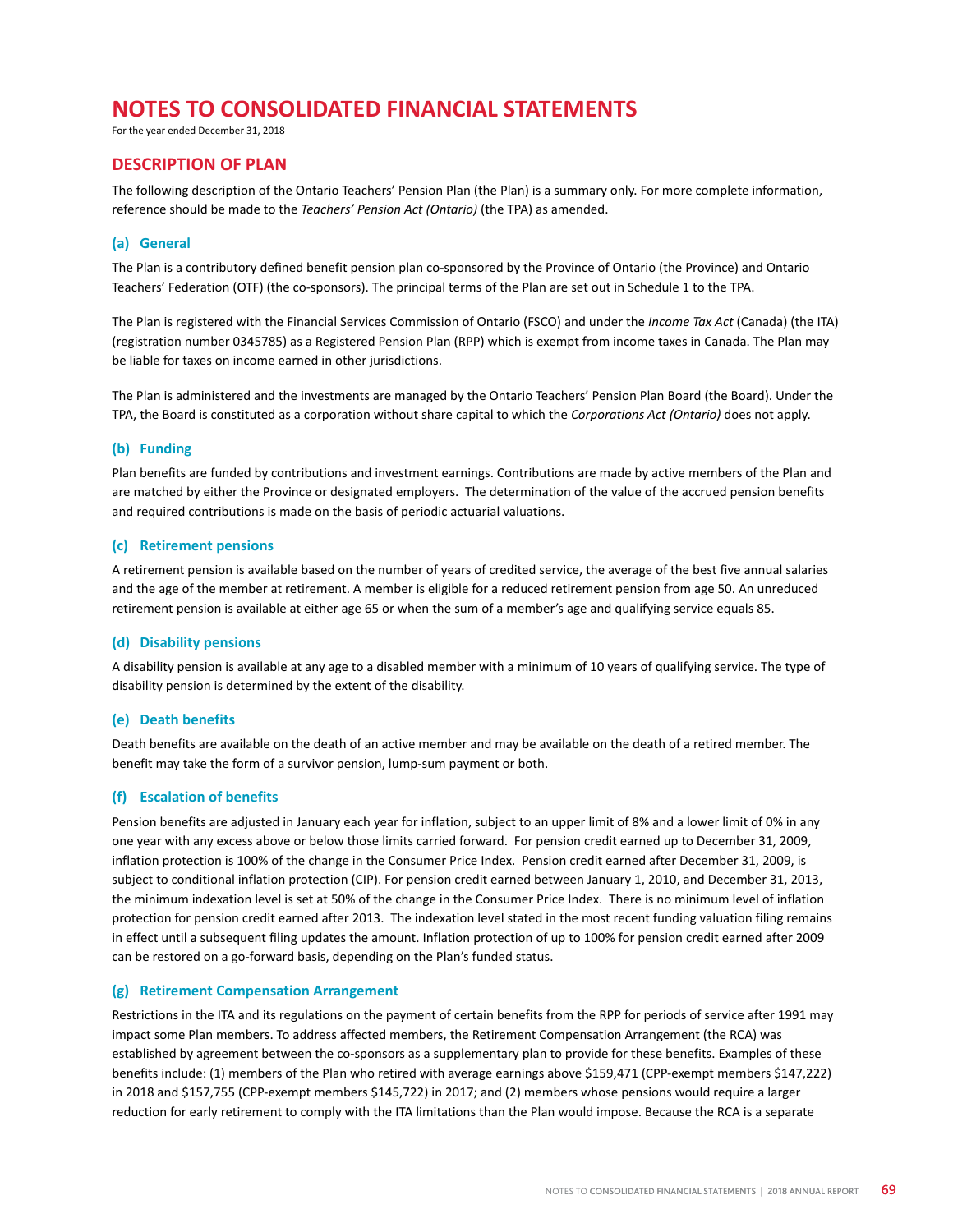# NOTES TO CONSOLIDATED FINANCIAL STATEMENTS

For the year ended December 31, 2018

## DESCRIPTION OF PLAN

The following description of the Ontario Teachers' Pension Plan (the Plan) is a summary only. For more complete information, reference should be made to the *Teachers' Pension Act (Ontario)* (the TPA) as amended.

### (a) General

The Plan is a contributory defined benefit pension plan co-sponsored by the Province of Ontario (the Province) and Ontario Teachers' Federation (OTF) (the co-sponsors). The principal terms of the Plan are set out in Schedule 1 to the TPA.

The Plan is registered with the Financial Services Commission of Ontario (FSCO) and under the *Income Tax Act* (Canada) (the ITA) (registration number 0345785) as a Registered Pension Plan (RPP) which is exempt from income taxes in Canada. The Plan may be liable for taxes on income earned in other jurisdictions.

The Plan is administered and the investments are managed by the Ontario Teachers' Pension Plan Board (the Board). Under the TPA, the Board is constituted as a corporation without share capital to which the *Corporations Act (Ontario)* does not apply.

### (b) Funding

Plan benefits are funded by contributions and investment earnings. Contributions are made by active members of the Plan and are matched by either the Province or designated employers. The determination of the value of the accrued pension benefits and required contributions is made on the basis of periodic actuarial valuations.

### (c) Retirement pensions

A retirement pension is available based on the number of years of credited service, the average of the best five annual salaries and the age of the member at retirement. A member is eligible for a reduced retirement pension from age 50. An unreduced retirement pension is available at either age 65 or when the sum of a member's age and qualifying service equals 85.

### (d) Disability pensions

A disability pension is available at any age to a disabled member with a minimum of 10 years of qualifying service. The type of disability pension is determined by the extent of the disability.

### (e) Death benefits

Death benefits are available on the death of an active member and may be available on the death of a retired member. The benefit may take the form of a survivor pension, lump-sum payment or both.

### (f) Escalation of benefits

Pension benefits are adjusted in January each year for inflation, subject to an upper limit of 8% and a lower limit of 0% in any one year with any excess above or below those limits carried forward. For pension credit earned up to December 31, 2009, inflation protection is 100% of the change in the Consumer Price Index. Pension credit earned after December 31, 2009, is subject to conditional inflation protection (CIP). For pension credit earned between January 1, 2010, and December 31, 2013, the minimum indexation level is set at 50% of the change in the Consumer Price Index. There is no minimum level of inflation protection for pension credit earned after 2013. The indexation level stated in the most recent funding valuation filing remains in effect until a subsequent filing updates the amount. Inflation protection of up to 100% for pension credit earned after 2009 can be restored on a go-forward basis, depending on the Plan's funded status.

### (g) Retirement Compensation Arrangement

Restrictions in the ITA and its regulations on the payment of certain benefits from the RPP for periods of service after 1991 may impact some Plan members. To address affected members, the Retirement Compensation Arrangement (the RCA) was established by agreement between the co-sponsors as a supplementary plan to provide for these benefits. Examples of these benefits include: (1) members of the Plan who retired with average earnings above $159,471 (CPP-exempt members $147,222) in 2018 and $157,755 (CPP-exempt members $145,722) in 2017; and (2) members whose pensions would require a larger reduction for early retirement to comply with the ITA limitations than the Plan would impose. Because the RCA is a separate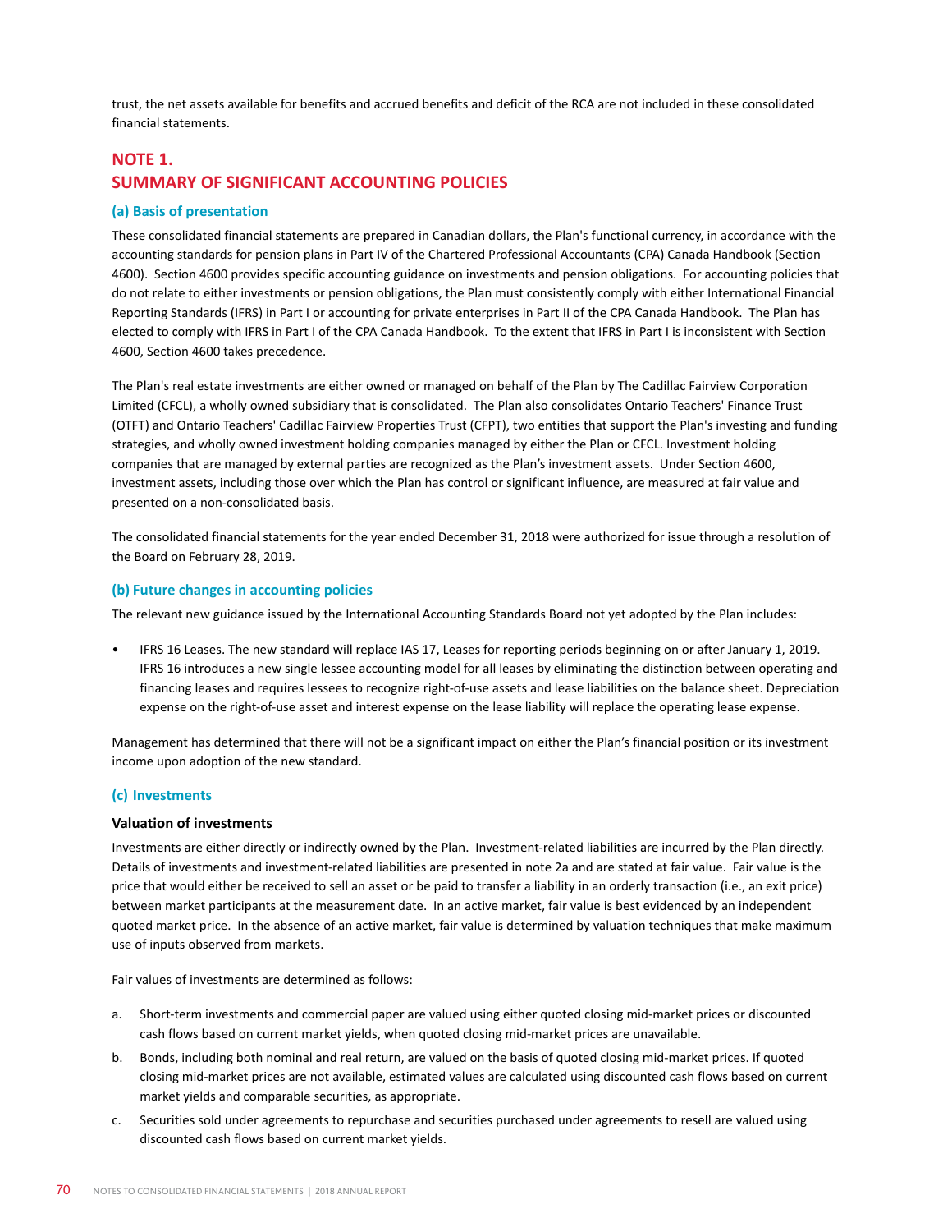trust, the net assets available for benefits and accrued benefits and deficit of the RCA are not included in these consolidated financial statements.

## NOTE 1.
## SUMMARY OF SIGNIFICANT ACCOUNTING POLICIES

### (a) Basis of presentation

These consolidated financial statements are prepared in Canadian dollars, the Plan's functional currency, in accordance with the accounting standards for pension plans in Part IV of the Chartered Professional Accountants (CPA) Canada Handbook (Section 4600). Section 4600 provides specific accounting guidance on investments and pension obligations. For accounting policies that do not relate to either investments or pension obligations, the Plan must consistently comply with either International Financial Reporting Standards (IFRS) in Part I or accounting for private enterprises in Part II of the CPA Canada Handbook. The Plan has elected to comply with IFRS in Part I of the CPA Canada Handbook. To the extent that IFRS in Part I is inconsistent with Section 4600, Section 4600 takes precedence.

The Plan's real estate investments are either owned or managed on behalf of the Plan by The Cadillac Fairview Corporation Limited (CFCL), a wholly owned subsidiary that is consolidated. The Plan also consolidates Ontario Teachers' Finance Trust (OTFT) and Ontario Teachers' Cadillac Fairview Properties Trust (CFPT), two entities that support the Plan's investing and funding strategies, and wholly owned investment holding companies managed by either the Plan or CFCL. Investment holding companies that are managed by external parties are recognized as the Plan's investment assets. Under Section 4600, investment assets, including those over which the Plan has control or significant influence, are measured at fair value and presented on a non-consolidated basis.

The consolidated financial statements for the year ended December 31, 2018 were authorized for issue through a resolution of the Board on February 28, 2019.

### (b) Future changes in accounting policies

The relevant new guidance issued by the International Accounting Standards Board not yet adopted by the Plan includes:

- IFRS 16 Leases. The new standard will replace IAS 17, Leases for reporting periods beginning on or after January 1, 2019. IFRS 16 introduces a new single lessee accounting model for all leases by eliminating the distinction between operating and financing leases and requires lessees to recognize right-of-use assets and lease liabilities on the balance sheet. Depreciation expense on the right-of-use asset and interest expense on the lease liability will replace the operating lease expense.

Management has determined that there will not be a significant impact on either the Plan's financial position or its investment income upon adoption of the new standard.

### (c) Investments

#### Valuation of investments

Investments are either directly or indirectly owned by the Plan. Investment-related liabilities are incurred by the Plan directly. Details of investments and investment-related liabilities are presented in note 2a and are stated at fair value. Fair value is the price that would either be received to sell an asset or be paid to transfer a liability in an orderly transaction (i.e., an exit price) between market participants at the measurement date. In an active market, fair value is best evidenced by an independent quoted market price. In the absence of an active market, fair value is determined by valuation techniques that make maximum use of inputs observed from markets.

Fair values of investments are determined as follows:

a. Short-term investments and commercial paper are valued using either quoted closing mid-market prices or discounted cash flows based on current market yields, when quoted closing mid-market prices are unavailable.
b. Bonds, including both nominal and real return, are valued on the basis of quoted closing mid-market prices. If quoted closing mid-market prices are not available, estimated values are calculated using discounted cash flows based on current market yields and comparable securities, as appropriate.
c. Securities sold under agreements to repurchase and securities purchased under agreements to resell are valued using discounted cash flows based on current market yields.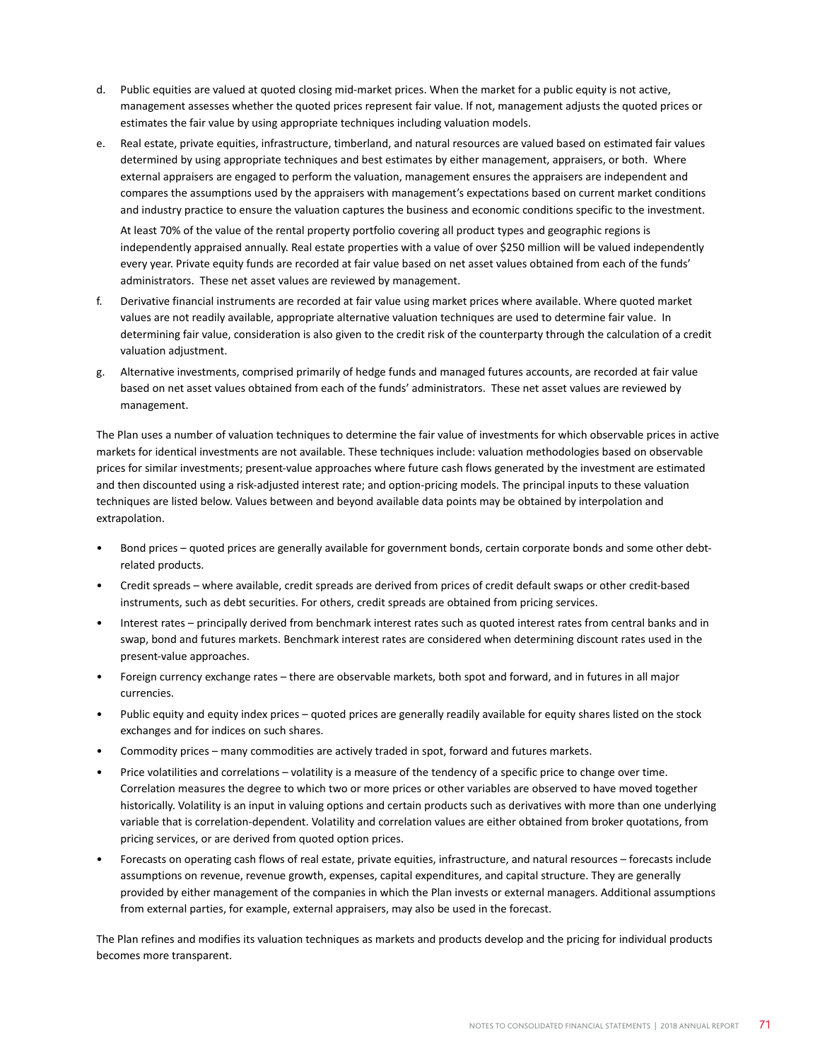d. Public equities are valued at quoted closing mid-market prices. When the market for a public equity is not active, management assesses whether the quoted prices represent fair value. If not, management adjusts the quoted prices or estimates the fair value by using appropriate techniques including valuation models.

e. Real estate, private equities, infrastructure, timberland, and natural resources are valued based on estimated fair values determined by using appropriate techniques and best estimates by either management, appraisers, or both. Where external appraisers are engaged to perform the valuation, management ensures the appraisers are independent and compares the assumptions used by the appraisers with management's expectations based on current market conditions and industry practice to ensure the valuation captures the business and economic conditions specific to the investment.

   At least 70% of the value of the rental property portfolio covering all product types and geographic regions is independently appraised annually. Real estate properties with a value of over $250 million will be valued independently every year. Private equity funds are recorded at fair value based on net asset values obtained from each of the funds' administrators. These net asset values are reviewed by management.

f. Derivative financial instruments are recorded at fair value using market prices where available. Where quoted market values are not readily available, appropriate alternative valuation techniques are used to determine fair value. In determining fair value, consideration is also given to the credit risk of the counterparty through the calculation of a credit valuation adjustment.

g. Alternative investments, comprised primarily of hedge funds and managed futures accounts, are recorded at fair value based on net asset values obtained from each of the funds' administrators. These net asset values are reviewed by management.

The Plan uses a number of valuation techniques to determine the fair value of investments for which observable prices in active markets for identical investments are not available. These techniques include: valuation methodologies based on observable prices for similar investments; present-value approaches where future cash flows generated by the investment are estimated and then discounted using a risk-adjusted interest rate; and option-pricing models. The principal inputs to these valuation techniques are listed below. Values between and beyond available data points may be obtained by interpolation and extrapolation.

- Bond prices – quoted prices are generally available for government bonds, certain corporate bonds and some other debt-related products.
- Credit spreads – where available, credit spreads are derived from prices of credit default swaps or other credit-based instruments, such as debt securities. For others, credit spreads are obtained from pricing services.
- Interest rates – principally derived from benchmark interest rates such as quoted interest rates from central banks and in swap, bond and futures markets. Benchmark interest rates are considered when determining discount rates used in the present-value approaches.
- Foreign currency exchange rates – there are observable markets, both spot and forward, and in futures in all major currencies.
- Public equity and equity index prices – quoted prices are generally readily available for equity shares listed on the stock exchanges and for indices on such shares.
- Commodity prices – many commodities are actively traded in spot, forward and futures markets.
- Price volatilities and correlations – volatility is a measure of the tendency of a specific price to change over time. Correlation measures the degree to which two or more prices or other variables are observed to have moved together historically. Volatility is an input in valuing options and certain products such as derivatives with more than one underlying variable that is correlation-dependent. Volatility and correlation values are either obtained from broker quotations, from pricing services, or are derived from quoted option prices.
- Forecasts on operating cash flows of real estate, private equities, infrastructure, and natural resources – forecasts include assumptions on revenue, revenue growth, expenses, capital expenditures, and capital structure. They are generally provided by either management of the companies in which the Plan invests or external managers. Additional assumptions from external parties, for example, external appraisers, may also be used in the forecast.

The Plan refines and modifies its valuation techniques as markets and products develop and the pricing for individual products becomes more transparent.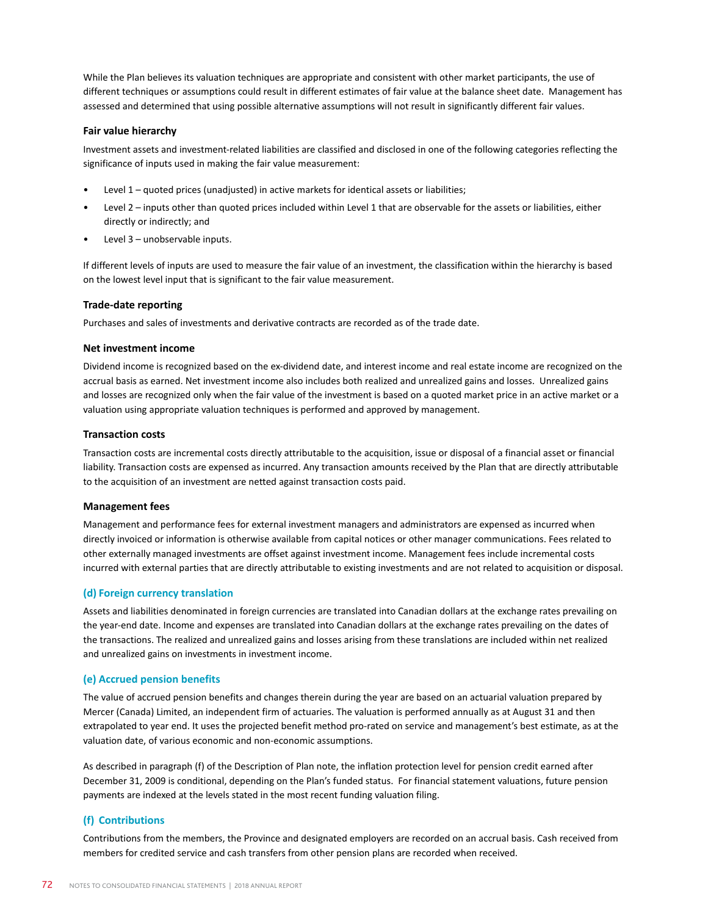While the Plan believes its valuation techniques are appropriate and consistent with other market participants, the use of different techniques or assumptions could result in different estimates of fair value at the balance sheet date. Management has assessed and determined that using possible alternative assumptions will not result in significantly different fair values.

#### Fair value hierarchy

Investment assets and investment-related liabilities are classified and disclosed in one of the following categories reflecting the significance of inputs used in making the fair value measurement:

- Level 1 – quoted prices (unadjusted) in active markets for identical assets or liabilities;
- Level 2 – inputs other than quoted prices included within Level 1 that are observable for the assets or liabilities, either directly or indirectly; and
- Level 3 – unobservable inputs.

If different levels of inputs are used to measure the fair value of an investment, the classification within the hierarchy is based on the lowest level input that is significant to the fair value measurement.

#### Trade-date reporting

Purchases and sales of investments and derivative contracts are recorded as of the trade date.

#### Net investment income

Dividend income is recognized based on the ex-dividend date, and interest income and real estate income are recognized on the accrual basis as earned. Net investment income also includes both realized and unrealized gains and losses. Unrealized gains and losses are recognized only when the fair value of the investment is based on a quoted market price in an active market or a valuation using appropriate valuation techniques is performed and approved by management.

#### Transaction costs

Transaction costs are incremental costs directly attributable to the acquisition, issue or disposal of a financial asset or financial liability. Transaction costs are expensed as incurred. Any transaction amounts received by the Plan that are directly attributable to the acquisition of an investment are netted against transaction costs paid.

#### Management fees

Management and performance fees for external investment managers and administrators are expensed as incurred when directly invoiced or information is otherwise available from capital notices or other manager communications. Fees related to other externally managed investments are offset against investment income. Management fees include incremental costs incurred with external parties that are directly attributable to existing investments and are not related to acquisition or disposal.

### (d) Foreign currency translation

Assets and liabilities denominated in foreign currencies are translated into Canadian dollars at the exchange rates prevailing on the year-end date. Income and expenses are translated into Canadian dollars at the exchange rates prevailing on the dates of the transactions. The realized and unrealized gains and losses arising from these translations are included within net realized and unrealized gains on investments in investment income.

### (e) Accrued pension benefits

The value of accrued pension benefits and changes therein during the year are based on an actuarial valuation prepared by Mercer (Canada) Limited, an independent firm of actuaries. The valuation is performed annually as at August 31 and then extrapolated to year end. It uses the projected benefit method pro-rated on service and management's best estimate, as at the valuation date, of various economic and non-economic assumptions.

As described in paragraph (f) of the Description of Plan note, the inflation protection level for pension credit earned after December 31, 2009 is conditional, depending on the Plan's funded status. For financial statement valuations, future pension payments are indexed at the levels stated in the most recent funding valuation filing.

### (f) Contributions

Contributions from the members, the Province and designated employers are recorded on an accrual basis. Cash received from members for credited service and cash transfers from other pension plans are recorded when received.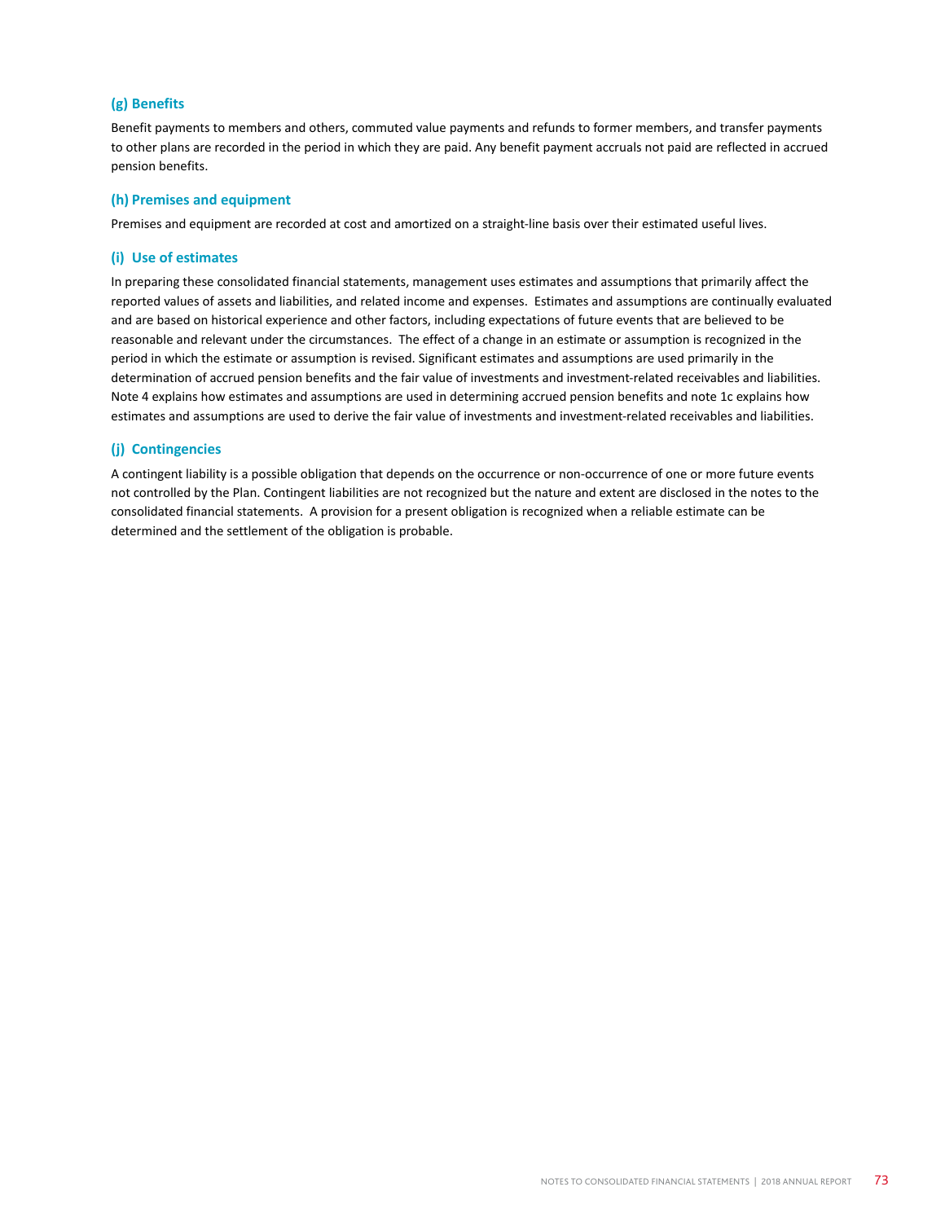### (g) Benefits

Benefit payments to members and others, commuted value payments and refunds to former members, and transfer payments to other plans are recorded in the period in which they are paid. Any benefit payment accruals not paid are reflected in accrued pension benefits.

### (h) Premises and equipment

Premises and equipment are recorded at cost and amortized on a straight-line basis over their estimated useful lives.

### (i) Use of estimates

In preparing these consolidated financial statements, management uses estimates and assumptions that primarily affect the reported values of assets and liabilities, and related income and expenses. Estimates and assumptions are continually evaluated and are based on historical experience and other factors, including expectations of future events that are believed to be reasonable and relevant under the circumstances. The effect of a change in an estimate or assumption is recognized in the period in which the estimate or assumption is revised. Significant estimates and assumptions are used primarily in the determination of accrued pension benefits and the fair value of investments and investment-related receivables and liabilities. Note 4 explains how estimates and assumptions are used in determining accrued pension benefits and note 1c explains how estimates and assumptions are used to derive the fair value of investments and investment-related receivables and liabilities.

### (j) Contingencies

A contingent liability is a possible obligation that depends on the occurrence or non-occurrence of one or more future events not controlled by the Plan. Contingent liabilities are not recognized but the nature and extent are disclosed in the notes to the consolidated financial statements. A provision for a present obligation is recognized when a reliable estimate can be determined and the settlement of the obligation is probable.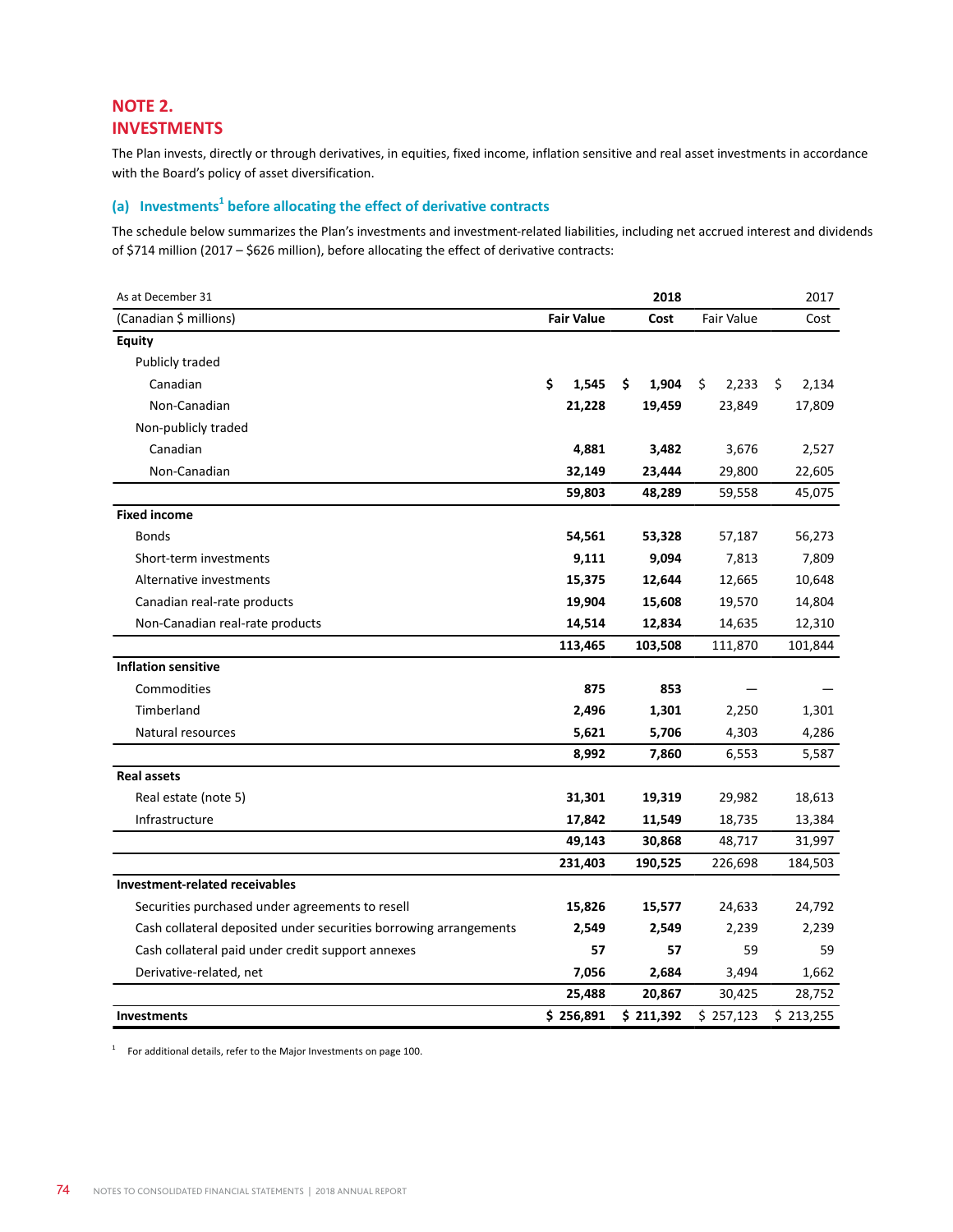## NOTE 2.
## INVESTMENTS

The Plan invests, directly or through derivatives, in equities, fixed income, inflation sensitive and real asset investments in accordance with the Board's policy of asset diversification.

### (a) Investments[1] before allocating the effect of derivative contracts

The schedule below summarizes the Plan's investments and investment-related liabilities, including net accrued interest and dividends of $714 million (2017 – $626 million), before allocating the effect of derivative contracts:

| As at December 31 | 2018 | | 2017 | |
|---|---|---|---|---|
| (Canadian $ millions) | Fair Value | Cost | Fair Value | Cost |
| **Equity** | | | | |
| Publicly traded | | | | |
| Canadian | **$ 1,545** | **$ 1,904** | $ 2,233 | $ 2,134 |
| Non-Canadian | **21,228** | **19,459** | 23,849 | 17,809 |
| Non-publicly traded | | | | |
| Canadian | **4,881** | **3,482** | 3,676 | 2,527 |
| Non-Canadian | **32,149** | **23,444** | 29,800 | 22,605 |
| | **59,803** | **48,289** | 59,558 | 45,075 |
| **Fixed income** | | | | |
| Bonds | **54,561** | **53,328** | 57,187 | 56,273 |
| Short-term investments | **9,111** | **9,094** | 7,813 | 7,809 |
| Alternative investments | **15,375** | **12,644** | 12,665 | 10,648 |
| Canadian real-rate products | **19,904** | **15,608** | 19,570 | 14,804 |
| Non-Canadian real-rate products | **14,514** | **12,834** | 14,635 | 12,310 |
| | **113,465** | **103,508** | 111,870 | 101,844 |
| **Inflation sensitive** | | | | |
| Commodities | **875** | **853** | — | — |
| Timberland | **2,496** | **1,301** | 2,250 | 1,301 |
| Natural resources | **5,621** | **5,706** | 4,303 | 4,286 |
| | **8,992** | **7,860** | 6,553 | 5,587 |
| **Real assets** | | | | |
| Real estate (note 5) | **31,301** | **19,319** | 29,982 | 18,613 |
| Infrastructure | **17,842** | **11,549** | 18,735 | 13,384 |
| | **49,143** | **30,868** | 48,717 | 31,997 |
| | **231,403** | **190,525** | 226,698 | 184,503 |
| **Investment-related receivables** | | | | |
| Securities purchased under agreements to resell | **15,826** | **15,577** | 24,633 | 24,792 |
| Cash collateral deposited under securities borrowing arrangements | **2,549** | **2,549** | 2,239 | 2,239 |
| Cash collateral paid under credit support annexes | **57** | **57** | 59 | 59 |
| Derivative-related, net | **7,056** | **2,684** | 3,494 | 1,662 |
| | **25,488** | **20,867** | 30,425 | 28,752 |
| **Investments** | **$ 256,891** | **$ 211,392** | $ 257,123 | $ 213,255 |

[1] For additional details, refer to the Major Investments on page 100.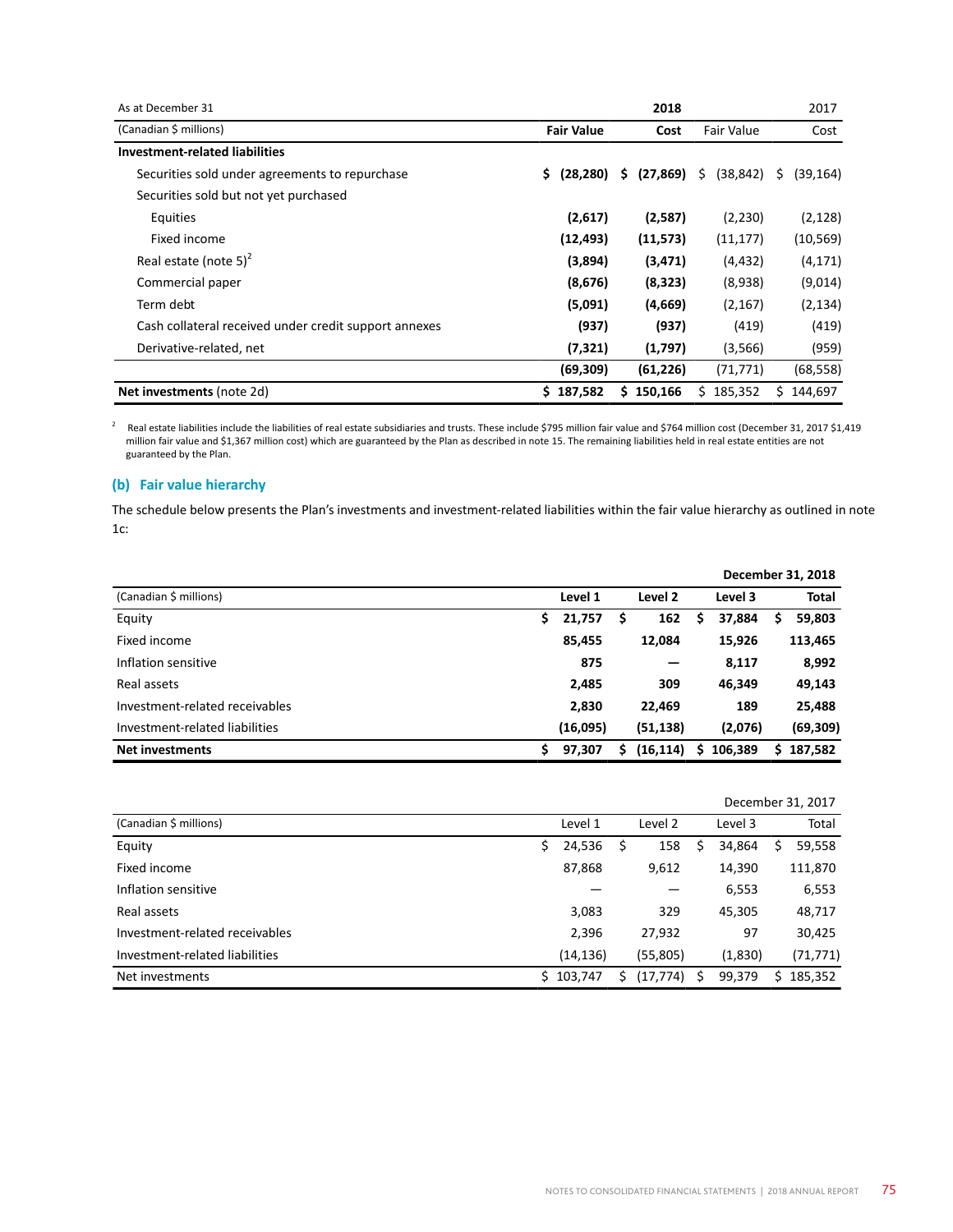| As at December 31 | 2018 | | 2017 | |
|---|---|---|---|---|
| (Canadian $ millions) | **Fair Value** | **Cost** | Fair Value | Cost |
| **Investment-related liabilities** | | | | |
| Securities sold under agreements to repurchase | **$ (28,280)** | **$ (27,869)** | $ (38,842) | $ (39,164) |
| Securities sold but not yet purchased | | | | |
| Equities | **(2,617)** | **(2,587)** | (2,230) | (2,128) |
| Fixed income | **(12,493)** | **(11,573)** | (11,177) | (10,569) |
| Real estate (note 5)[2] | **(3,894)** | **(3,471)** | (4,432) | (4,171) |
| Commercial paper | **(8,676)** | **(8,323)** | (8,938) | (9,014) |
| Term debt | **(5,091)** | **(4,669)** | (2,167) | (2,134) |
| Cash collateral received under credit support annexes | **(937)** | **(937)** | (419) | (419) |
| Derivative-related, net | **(7,321)** | **(1,797)** | (3,566) | (959) |
| | **(69,309)** | **(61,226)** | (71,771) | (68,558) |
| **Net investments** (note 2d) | **$ 187,582** | **$ 150,166** | $ 185,352 | $ 144,697 |

[2] Real estate liabilities include the liabilities of real estate subsidiaries and trusts. These include $795 million fair value and $764 million cost (December 31, 2017 $1,419 million fair value and $1,367 million cost) which are guaranteed by the Plan as described in note 15. The remaining liabilities held in real estate entities are not guaranteed by the Plan.

### (b) Fair value hierarchy

The schedule below presents the Plan's investments and investment-related liabilities within the fair value hierarchy as outlined in note 1c:

| | | | | **December 31, 2018** |
|---|---|---|---|---|
| (Canadian $ millions) | **Level 1** | **Level 2** | **Level 3** | **Total** |
| Equity | **$ 21,757** | **$ 162** | **$ 37,884** | **$ 59,803** |
| Fixed income | **85,455** | **12,084** | **15,926** | **113,465** |
| Inflation sensitive | **875** | **—** | **8,117** | **8,992** |
| Real assets | **2,485** | **309** | **46,349** | **49,143** |
| Investment-related receivables | **2,830** | **22,469** | **189** | **25,488** |
| Investment-related liabilities | **(16,095)** | **(51,138)** | **(2,076)** | **(69,309)** |
| **Net investments** | **$ 97,307** | **$ (16,114)** | **$ 106,389** | **$ 187,582** |

| | | | | December 31, 2017 |
|---|---|---|---|---|
| (Canadian $ millions) | Level 1 | Level 2 | Level 3 | Total |
| Equity | $ 24,536 | $ 158 | $ 34,864 | $ 59,558 |
| Fixed income | 87,868 | 9,612 | 14,390 | 111,870 |
| Inflation sensitive | — | — | 6,553 | 6,553 |
| Real assets | 3,083 | 329 | 45,305 | 48,717 |
| Investment-related receivables | 2,396 | 27,932 | 97 | 30,425 |
| Investment-related liabilities | (14,136) | (55,805) | (1,830) | (71,771) |
| Net investments | $ 103,747 | $ (17,774) | $ 99,379 | $ 185,352 |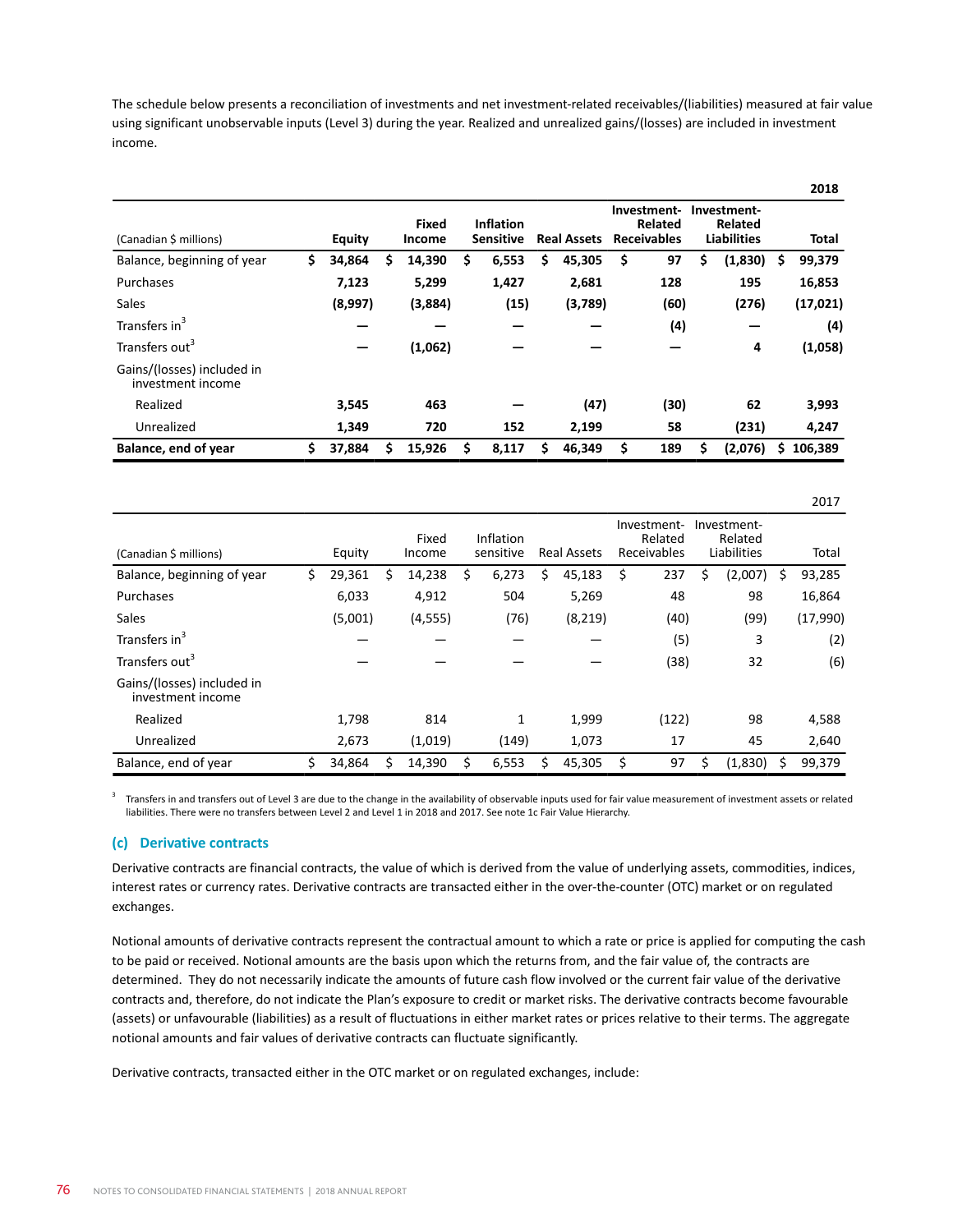The schedule below presents a reconciliation of investments and net investment-related receivables/(liabilities) measured at fair value using significant unobservable inputs (Level 3) during the year. Realized and unrealized gains/(losses) are included in investment income.

| **2018** | | | | | | | |
|---|---|---|---|---|---|---|---|
| (Canadian $ millions) | **Equity** | **Fixed Income** | **Inflation Sensitive** | **Real Assets** | **Investment-Related Receivables** | **Investment-Related Liabilities** | **Total** |
| Balance, beginning of year | **$ 34,864** | **$ 14,390** | **$ 6,553** | **$ 45,305** | **$ 97** | **$ (1,830)** | **$ 99,379** |
| Purchases | **7,123** | **5,299** | **1,427** | **2,681** | **128** | **195** | **16,853** |
| Sales | **(8,997)** | **(3,884)** | **(15)** | **(3,789)** | **(60)** | **(276)** | **(17,021)** |
| Transfers in[3] | **—** | **—** | **—** | **—** | **(4)** | **—** | **(4)** |
| Transfers out[3] | **—** | **(1,062)** | **—** | **—** | **—** | **4** | **(1,058)** |
| Gains/(losses) included in investment income | | | | | | | |
| Realized | **3,545** | **463** | **—** | **(47)** | **(30)** | **62** | **3,993** |
| Unrealized | **1,349** | **720** | **152** | **2,199** | **58** | **(231)** | **4,247** |
| **Balance, end of year** | **$ 37,884** | **$ 15,926** | **$ 8,117** | **$ 46,349** | **$ 189** | **$ (2,076)** | **$ 106,389** |

| 2017 | | | | | | | |
|---|---|---|---|---|---|---|---|
| (Canadian $ millions) | Equity | Fixed Income | Inflation sensitive | Real Assets | Investment-Related Receivables | Investment-Related Liabilities | Total |
| Balance, beginning of year | $ 29,361 | $ 14,238 | $ 6,273 | $ 45,183 | $ 237 | $ (2,007) | $ 93,285 |
| Purchases | 6,033 | 4,912 | 504 | 5,269 | 48 | 98 | 16,864 |
| Sales | (5,001) | (4,555) | (76) | (8,219) | (40) | (99) | (17,990) |
| Transfers in[3] | — | — | — | — | (5) | 3 | (2) |
| Transfers out[3] | — | — | — | — | (38) | 32 | (6) |
| Gains/(losses) included in investment income | | | | | | | |
| Realized | 1,798 | 814 | 1 | 1,999 | (122) | 98 | 4,588 |
| Unrealized | 2,673 | (1,019) | (149) | 1,073 | 17 | 45 | 2,640 |
| Balance, end of year | $ 34,864 | $ 14,390 | $ 6,553 | $ 45,305 | $ 97 | $ (1,830) | $ 99,379 |

[3] Transfers in and transfers out of Level 3 are due to the change in the availability of observable inputs used for fair value measurement of investment assets or related liabilities. There were no transfers between Level 2 and Level 1 in 2018 and 2017. See note 1c Fair Value Hierarchy.

### (c) Derivative contracts

Derivative contracts are financial contracts, the value of which is derived from the value of underlying assets, commodities, indices, interest rates or currency rates. Derivative contracts are transacted either in the over-the-counter (OTC) market or on regulated exchanges.

Notional amounts of derivative contracts represent the contractual amount to which a rate or price is applied for computing the cash to be paid or received. Notional amounts are the basis upon which the returns from, and the fair value of, the contracts are determined. They do not necessarily indicate the amounts of future cash flow involved or the current fair value of the derivative contracts and, therefore, do not indicate the Plan's exposure to credit or market risks. The derivative contracts become favourable (assets) or unfavourable (liabilities) as a result of fluctuations in either market rates or prices relative to their terms. The aggregate notional amounts and fair values of derivative contracts can fluctuate significantly.

Derivative contracts, transacted either in the OTC market or on regulated exchanges, include: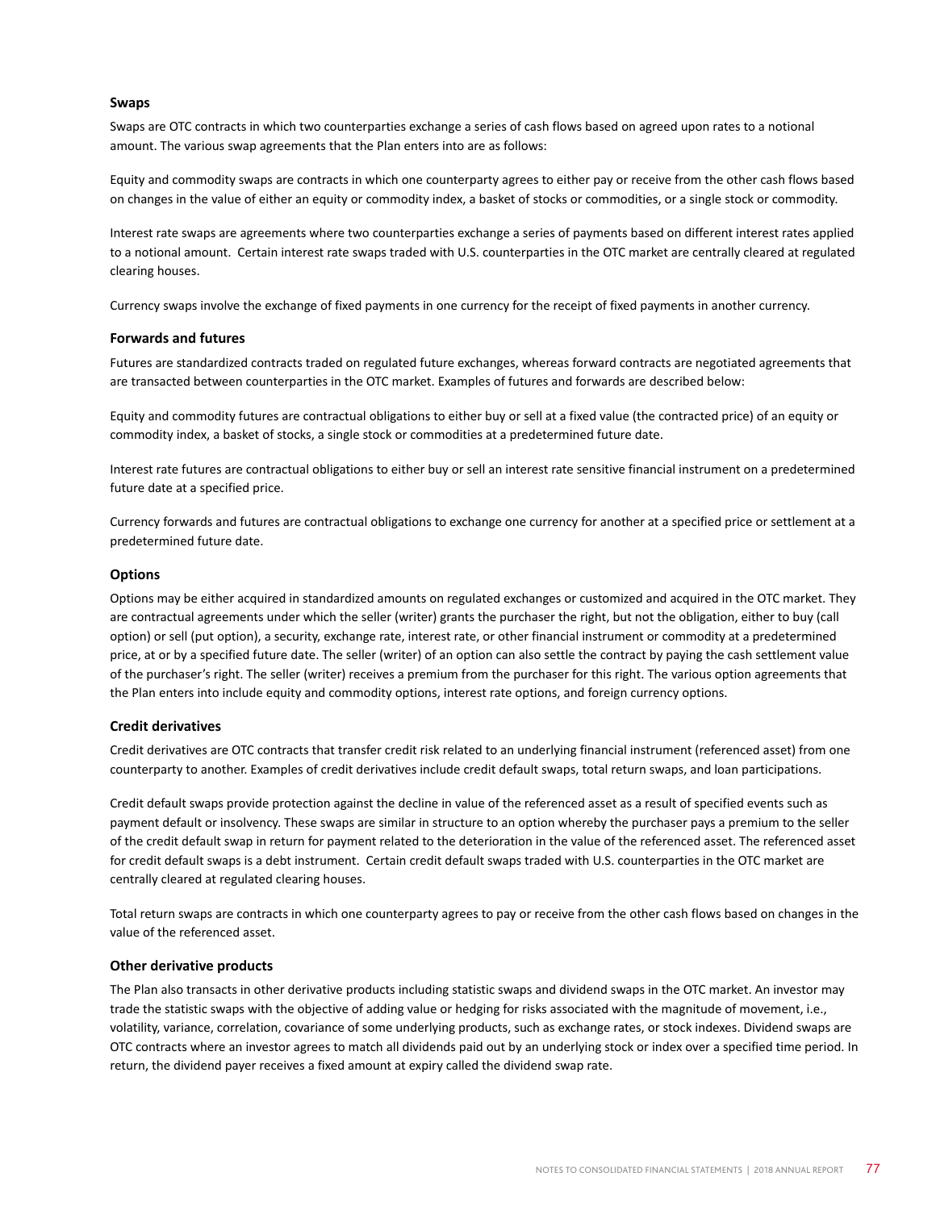### Swaps

Swaps are OTC contracts in which two counterparties exchange a series of cash flows based on agreed upon rates to a notional amount. The various swap agreements that the Plan enters into are as follows:

Equity and commodity swaps are contracts in which one counterparty agrees to either pay or receive from the other cash flows based on changes in the value of either an equity or commodity index, a basket of stocks or commodities, or a single stock or commodity.

Interest rate swaps are agreements where two counterparties exchange a series of payments based on different interest rates applied to a notional amount. Certain interest rate swaps traded with U.S. counterparties in the OTC market are centrally cleared at regulated clearing houses.

Currency swaps involve the exchange of fixed payments in one currency for the receipt of fixed payments in another currency.

### Forwards and futures

Futures are standardized contracts traded on regulated future exchanges, whereas forward contracts are negotiated agreements that are transacted between counterparties in the OTC market. Examples of futures and forwards are described below:

Equity and commodity futures are contractual obligations to either buy or sell at a fixed value (the contracted price) of an equity or commodity index, a basket of stocks, a single stock or commodities at a predetermined future date.

Interest rate futures are contractual obligations to either buy or sell an interest rate sensitive financial instrument on a predetermined future date at a specified price.

Currency forwards and futures are contractual obligations to exchange one currency for another at a specified price or settlement at a predetermined future date.

### Options

Options may be either acquired in standardized amounts on regulated exchanges or customized and acquired in the OTC market. They are contractual agreements under which the seller (writer) grants the purchaser the right, but not the obligation, either to buy (call option) or sell (put option), a security, exchange rate, interest rate, or other financial instrument or commodity at a predetermined price, at or by a specified future date. The seller (writer) of an option can also settle the contract by paying the cash settlement value of the purchaser's right. The seller (writer) receives a premium from the purchaser for this right. The various option agreements that the Plan enters into include equity and commodity options, interest rate options, and foreign currency options.

### Credit derivatives

Credit derivatives are OTC contracts that transfer credit risk related to an underlying financial instrument (referenced asset) from one counterparty to another. Examples of credit derivatives include credit default swaps, total return swaps, and loan participations.

Credit default swaps provide protection against the decline in value of the referenced asset as a result of specified events such as payment default or insolvency. These swaps are similar in structure to an option whereby the purchaser pays a premium to the seller of the credit default swap in return for payment related to the deterioration in the value of the referenced asset. The referenced asset for credit default swaps is a debt instrument. Certain credit default swaps traded with U.S. counterparties in the OTC market are centrally cleared at regulated clearing houses.

Total return swaps are contracts in which one counterparty agrees to pay or receive from the other cash flows based on changes in the value of the referenced asset.

### Other derivative products

The Plan also transacts in other derivative products including statistic swaps and dividend swaps in the OTC market. An investor may trade the statistic swaps with the objective of adding value or hedging for risks associated with the magnitude of movement, i.e., volatility, variance, correlation, covariance of some underlying products, such as exchange rates, or stock indexes. Dividend swaps are OTC contracts where an investor agrees to match all dividends paid out by an underlying stock or index over a specified time period. In return, the dividend payer receives a fixed amount at expiry called the dividend swap rate.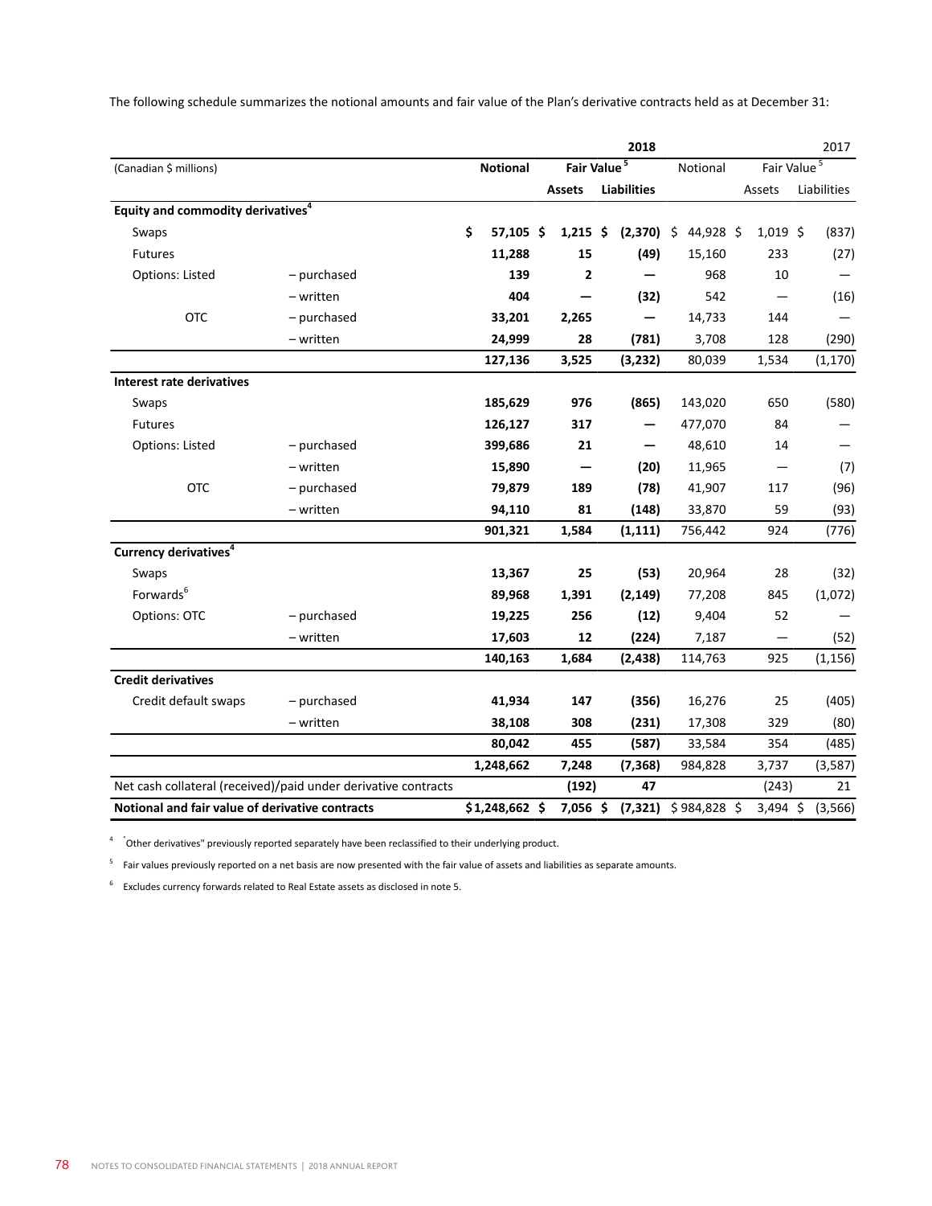The following schedule summarizes the notional amounts and fair value of the Plan's derivative contracts held as at December 31:

| (Canadian $ millions) | | 2018 | | | 2017 | | |
|---|---|---|---|---|---|---|---|
| | | Notional | Fair Value[5] | | Notional | Fair Value[5] | |
| | | | Assets | Liabilities | | Assets | Liabilities |
| **Equity and commodity derivatives**[4] | | | | | | | |
| Swaps | | $ 57,105 | $ 1,215 | $ (2,370) | $ 44,928 | $ 1,019 | $ (837) |
| Futures | | 11,288 | 15 | (49) | 15,160 | 233 | (27) |
| Options: Listed | – purchased | 139 | 2 | — | 968 | 10 | — |
| | – written | 404 | — | (32) | 542 | — | (16) |
| OTC | – purchased | 33,201 | 2,265 | — | 14,733 | 144 | — |
| | – written | 24,999 | 28 | (781) | 3,708 | 128 | (290) |
| | | 127,136 | 3,525 | (3,232) | 80,039 | 1,534 | (1,170) |
| **Interest rate derivatives** | | | | | | | |
| Swaps | | 185,629 | 976 | (865) | 143,020 | 650 | (580) |
| Futures | | 126,127 | 317 | — | 477,070 | 84 | — |
| Options: Listed | – purchased | 399,686 | 21 | — | 48,610 | 14 | — |
| | – written | 15,890 | — | (20) | 11,965 | — | (7) |
| OTC | – purchased | 79,879 | 189 | (78) | 41,907 | 117 | (96) |
| | – written | 94,110 | 81 | (148) | 33,870 | 59 | (93) |
| | | 901,321 | 1,584 | (1,111) | 756,442 | 924 | (776) |
| **Currency derivatives**[4] | | | | | | | |
| Swaps | | 13,367 | 25 | (53) | 20,964 | 28 | (32) |
| Forwards[6] | | 89,968 | 1,391 | (2,149) | 77,208 | 845 | (1,072) |
| Options: OTC | – purchased | 19,225 | 256 | (12) | 9,404 | 52 | — |
| | – written | 17,603 | 12 | (224) | 7,187 | — | (52) |
| | | 140,163 | 1,684 | (2,438) | 114,763 | 925 | (1,156) |
| **Credit derivatives** | | | | | | | |
| Credit default swaps | – purchased | 41,934 | 147 | (356) | 16,276 | 25 | (405) |
| | – written | 38,108 | 308 | (231) | 17,308 | 329 | (80) |
| | | 80,042 | 455 | (587) | 33,584 | 354 | (485) |
| | | 1,248,662 | 7,248 | (7,368) | 984,828 | 3,737 | (3,587) |
| Net cash collateral (received)/paid under derivative contracts | | | (192) | 47 | | (243) | 21 |
| **Notional and fair value of derivative contracts** | | $1,248,662 | $ 7,056 | $ (7,321) | $ 984,828 | $ 3,494 | $ (3,566) |

[4] "Other derivatives" previously reported separately have been reclassified to their underlying product.

[5] Fair values previously reported on a net basis are now presented with the fair value of assets and liabilities as separate amounts.

[6] Excludes currency forwards related to Real Estate assets as disclosed in note 5.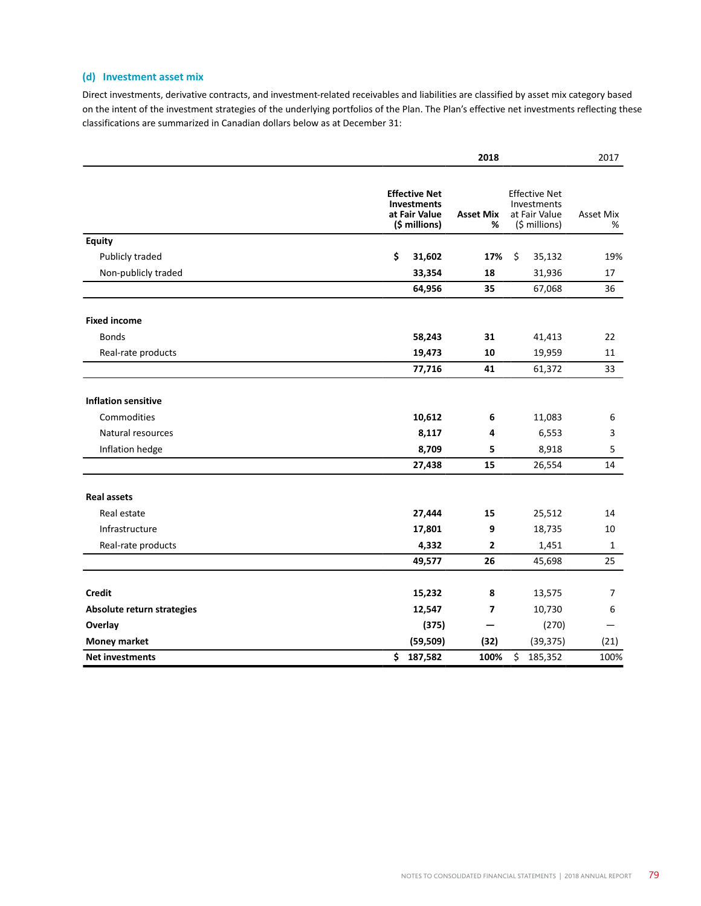### (d) Investment asset mix

Direct investments, derivative contracts, and investment-related receivables and liabilities are classified by asset mix category based on the intent of the investment strategies of the underlying portfolios of the Plan. The Plan's effective net investments reflecting these classifications are summarized in Canadian dollars below as at December 31:

| | **2018** | | 2017 | |
|---|---|---|---|---|
| | **Effective Net Investments at Fair Value ($ millions)** | **Asset Mix %** | Effective Net Investments at Fair Value ($ millions) | Asset Mix % |
| **Equity** | | | | |
| Publicly traded | **$ 31,602** | **17%** | $ 35,132 | 19% |
| Non-publicly traded | **33,354** | **18** | 31,936 | 17 |
| | **64,956** | **35** | 67,068 | 36 |
| **Fixed income** | | | | |
| Bonds | **58,243** | **31** | 41,413 | 22 |
| Real-rate products | **19,473** | **10** | 19,959 | 11 |
| | **77,716** | **41** | 61,372 | 33 |
| **Inflation sensitive** | | | | |
| Commodities | **10,612** | **6** | 11,083 | 6 |
| Natural resources | **8,117** | **4** | 6,553 | 3 |
| Inflation hedge | **8,709** | **5** | 8,918 | 5 |
| | **27,438** | **15** | 26,554 | 14 |
| **Real assets** | | | | |
| Real estate | **27,444** | **15** | 25,512 | 14 |
| Infrastructure | **17,801** | **9** | 18,735 | 10 |
| Real-rate products | **4,332** | **2** | 1,451 | 1 |
| | **49,577** | **26** | 45,698 | 25 |
| **Credit** | **15,232** | **8** | 13,575 | 7 |
| **Absolute return strategies** | **12,547** | **7** | 10,730 | 6 |
| **Overlay** | **(375)** | **—** | (270) | — |
| **Money market** | **(59,509)** | **(32)** | (39,375) | (21) |
| **Net investments** | **$ 187,582** | **100%** | $ 185,352 | 100% |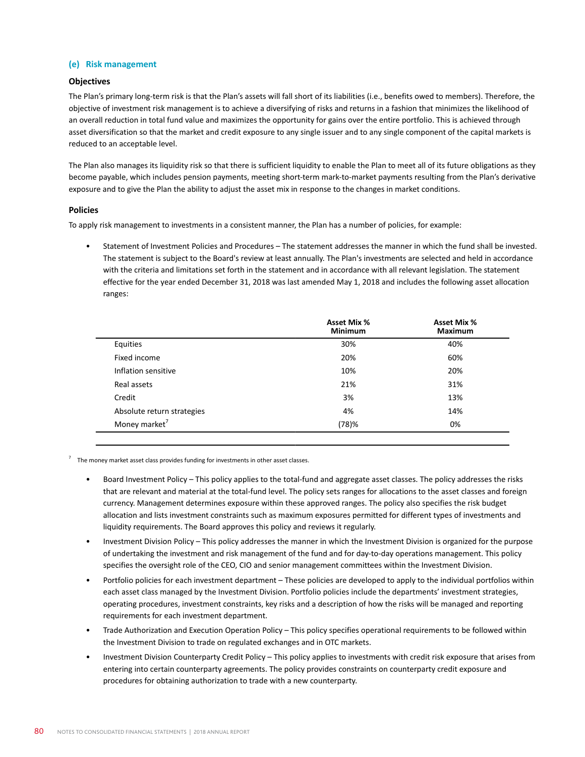### (e) Risk management

#### Objectives

The Plan's primary long-term risk is that the Plan's assets will fall short of its liabilities (i.e., benefits owed to members). Therefore, the objective of investment risk management is to achieve a diversifying of risks and returns in a fashion that minimizes the likelihood of an overall reduction in total fund value and maximizes the opportunity for gains over the entire portfolio. This is achieved through asset diversification so that the market and credit exposure to any single issuer and to any single component of the capital markets is reduced to an acceptable level.

The Plan also manages its liquidity risk so that there is sufficient liquidity to enable the Plan to meet all of its future obligations as they become payable, which includes pension payments, meeting short-term mark-to-market payments resulting from the Plan's derivative exposure and to give the Plan the ability to adjust the asset mix in response to the changes in market conditions.

#### Policies

To apply risk management to investments in a consistent manner, the Plan has a number of policies, for example:

- Statement of Investment Policies and Procedures – The statement addresses the manner in which the fund shall be invested. The statement is subject to the Board's review at least annually. The Plan's investments are selected and held in accordance with the criteria and limitations set forth in the statement and in accordance with all relevant legislation. The statement effective for the year ended December 31, 2018 was last amended May 1, 2018 and includes the following asset allocation ranges:

| | Asset Mix % Minimum | Asset Mix % Maximum |
|---|---|---|
| Equities | 30% | 40% |
| Fixed income | 20% | 60% |
| Inflation sensitive | 10% | 20% |
| Real assets | 21% | 31% |
| Credit | 3% | 13% |
| Absolute return strategies | 4% | 14% |
| Money market[7] | (78)% | 0% |

[7] The money market asset class provides funding for investments in other asset classes.

- Board Investment Policy – This policy applies to the total-fund and aggregate asset classes. The policy addresses the risks that are relevant and material at the total-fund level. The policy sets ranges for allocations to the asset classes and foreign currency. Management determines exposure within these approved ranges. The policy also specifies the risk budget allocation and lists investment constraints such as maximum exposures permitted for different types of investments and liquidity requirements. The Board approves this policy and reviews it regularly.
- Investment Division Policy – This policy addresses the manner in which the Investment Division is organized for the purpose of undertaking the investment and risk management of the fund and for day-to-day operations management. This policy specifies the oversight role of the CEO, CIO and senior management committees within the Investment Division.
- Portfolio policies for each investment department – These policies are developed to apply to the individual portfolios within each asset class managed by the Investment Division. Portfolio policies include the departments' investment strategies, operating procedures, investment constraints, key risks and a description of how the risks will be managed and reporting requirements for each investment department.
- Trade Authorization and Execution Operation Policy – This policy specifies operational requirements to be followed within the Investment Division to trade on regulated exchanges and in OTC markets.
- Investment Division Counterparty Credit Policy – This policy applies to investments with credit risk exposure that arises from entering into certain counterparty agreements. The policy provides constraints on counterparty credit exposure and procedures for obtaining authorization to trade with a new counterparty.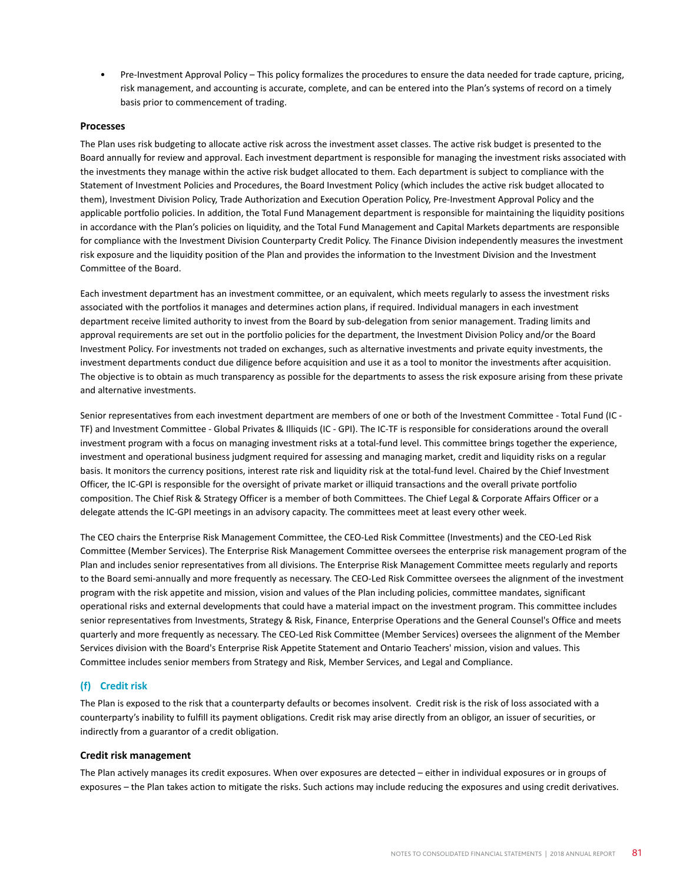- Pre-Investment Approval Policy – This policy formalizes the procedures to ensure the data needed for trade capture, pricing, risk management, and accounting is accurate, complete, and can be entered into the Plan's systems of record on a timely basis prior to commencement of trading.

### Processes

The Plan uses risk budgeting to allocate active risk across the investment asset classes. The active risk budget is presented to the Board annually for review and approval. Each investment department is responsible for managing the investment risks associated with the investments they manage within the active risk budget allocated to them. Each department is subject to compliance with the Statement of Investment Policies and Procedures, the Board Investment Policy (which includes the active risk budget allocated to them), Investment Division Policy, Trade Authorization and Execution Operation Policy, Pre-Investment Approval Policy and the applicable portfolio policies. In addition, the Total Fund Management department is responsible for maintaining the liquidity positions in accordance with the Plan's policies on liquidity, and the Total Fund Management and Capital Markets departments are responsible for compliance with the Investment Division Counterparty Credit Policy. The Finance Division independently measures the investment risk exposure and the liquidity position of the Plan and provides the information to the Investment Division and the Investment Committee of the Board.

Each investment department has an investment committee, or an equivalent, which meets regularly to assess the investment risks associated with the portfolios it manages and determines action plans, if required. Individual managers in each investment department receive limited authority to invest from the Board by sub-delegation from senior management. Trading limits and approval requirements are set out in the portfolio policies for the department, the Investment Division Policy and/or the Board Investment Policy. For investments not traded on exchanges, such as alternative investments and private equity investments, the investment departments conduct due diligence before acquisition and use it as a tool to monitor the investments after acquisition. The objective is to obtain as much transparency as possible for the departments to assess the risk exposure arising from these private and alternative investments.

Senior representatives from each investment department are members of one or both of the Investment Committee - Total Fund (IC - TF) and Investment Committee - Global Privates & Illiquids (IC - GPI). The IC-TF is responsible for considerations around the overall investment program with a focus on managing investment risks at a total-fund level. This committee brings together the experience, investment and operational business judgment required for assessing and managing market, credit and liquidity risks on a regular basis. It monitors the currency positions, interest rate risk and liquidity risk at the total-fund level. Chaired by the Chief Investment Officer, the IC-GPI is responsible for the oversight of private market or illiquid transactions and the overall private portfolio composition. The Chief Risk & Strategy Officer is a member of both Committees. The Chief Legal & Corporate Affairs Officer or a delegate attends the IC-GPI meetings in an advisory capacity. The committees meet at least every other week.

The CEO chairs the Enterprise Risk Management Committee, the CEO-Led Risk Committee (Investments) and the CEO-Led Risk Committee (Member Services). The Enterprise Risk Management Committee oversees the enterprise risk management program of the Plan and includes senior representatives from all divisions. The Enterprise Risk Management Committee meets regularly and reports to the Board semi-annually and more frequently as necessary. The CEO-Led Risk Committee oversees the alignment of the investment program with the risk appetite and mission, vision and values of the Plan including policies, committee mandates, significant operational risks and external developments that could have a material impact on the investment program. This committee includes senior representatives from Investments, Strategy & Risk, Finance, Enterprise Operations and the General Counsel's Office and meets quarterly and more frequently as necessary. The CEO-Led Risk Committee (Member Services) oversees the alignment of the Member Services division with the Board's Enterprise Risk Appetite Statement and Ontario Teachers' mission, vision and values. This Committee includes senior members from Strategy and Risk, Member Services, and Legal and Compliance.

## (f) Credit risk

The Plan is exposed to the risk that a counterparty defaults or becomes insolvent. Credit risk is the risk of loss associated with a counterparty's inability to fulfill its payment obligations. Credit risk may arise directly from an obligor, an issuer of securities, or indirectly from a guarantor of a credit obligation.

### Credit risk management

The Plan actively manages its credit exposures. When over exposures are detected – either in individual exposures or in groups of exposures – the Plan takes action to mitigate the risks. Such actions may include reducing the exposures and using credit derivatives.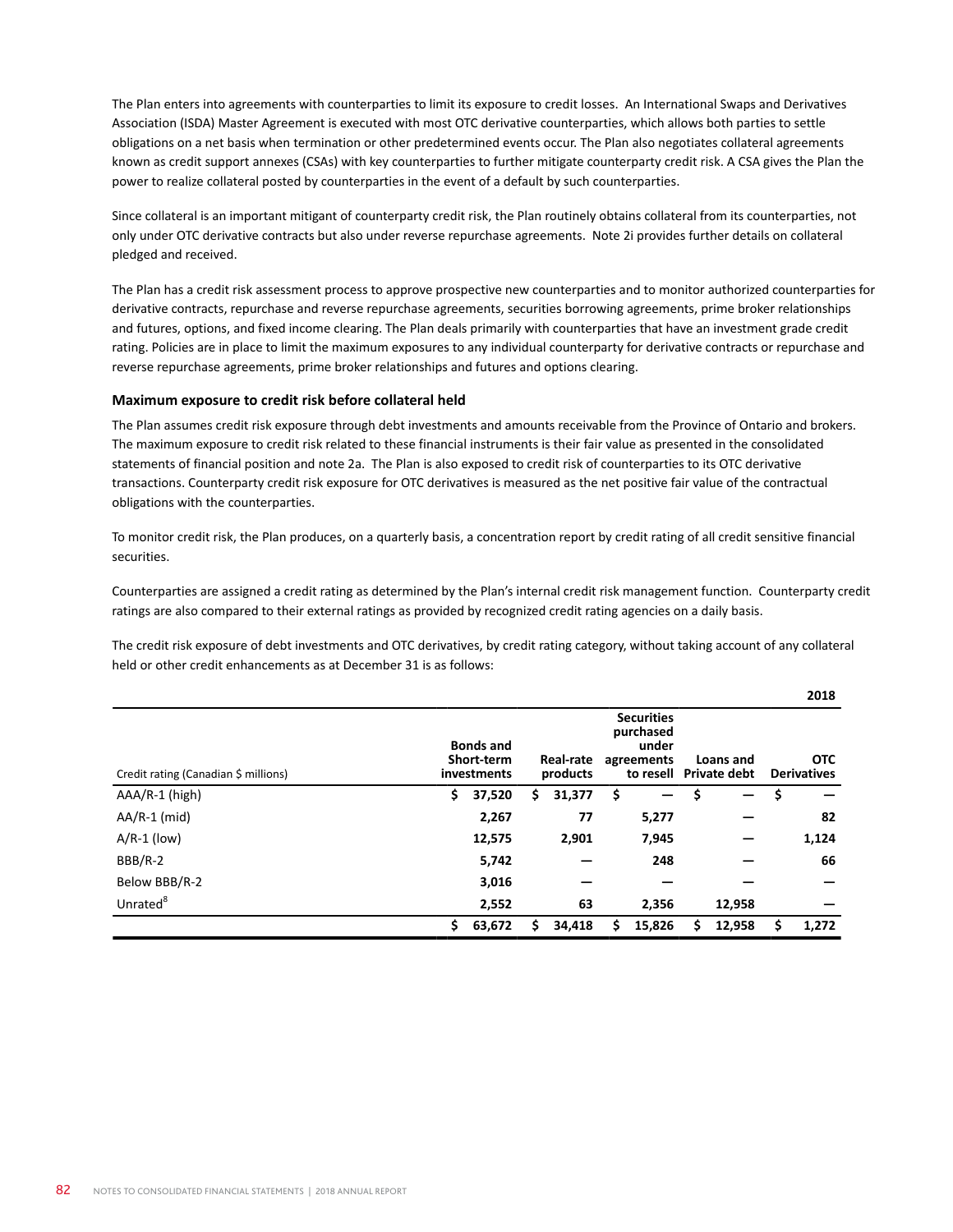The Plan enters into agreements with counterparties to limit its exposure to credit losses. An International Swaps and Derivatives Association (ISDA) Master Agreement is executed with most OTC derivative counterparties, which allows both parties to settle obligations on a net basis when termination or other predetermined events occur. The Plan also negotiates collateral agreements known as credit support annexes (CSAs) with key counterparties to further mitigate counterparty credit risk. A CSA gives the Plan the power to realize collateral posted by counterparties in the event of a default by such counterparties.

Since collateral is an important mitigant of counterparty credit risk, the Plan routinely obtains collateral from its counterparties, not only under OTC derivative contracts but also under reverse repurchase agreements. Note 2i provides further details on collateral pledged and received.

The Plan has a credit risk assessment process to approve prospective new counterparties and to monitor authorized counterparties for derivative contracts, repurchase and reverse repurchase agreements, securities borrowing agreements, prime broker relationships and futures, options, and fixed income clearing. The Plan deals primarily with counterparties that have an investment grade credit rating. Policies are in place to limit the maximum exposures to any individual counterparty for derivative contracts or repurchase and reverse repurchase agreements, prime broker relationships and futures and options clearing.

### Maximum exposure to credit risk before collateral held

The Plan assumes credit risk exposure through debt investments and amounts receivable from the Province of Ontario and brokers. The maximum exposure to credit risk related to these financial instruments is their fair value as presented in the consolidated statements of financial position and note 2a. The Plan is also exposed to credit risk of counterparties to its OTC derivative transactions. Counterparty credit risk exposure for OTC derivatives is measured as the net positive fair value of the contractual obligations with the counterparties.

To monitor credit risk, the Plan produces, on a quarterly basis, a concentration report by credit rating of all credit sensitive financial securities.

Counterparties are assigned a credit rating as determined by the Plan's internal credit risk management function. Counterparty credit ratings are also compared to their external ratings as provided by recognized credit rating agencies on a daily basis.

The credit risk exposure of debt investments and OTC derivatives, by credit rating category, without taking account of any collateral held or other credit enhancements as at December 31 is as follows:

| | | | | | 2018 |
|---|---|---|---|---|---|
| Credit rating (Canadian $ millions) | Bonds and Short-term investments | Real-rate products | Securities purchased under agreements to resell | Loans and Private debt | OTC Derivatives |
| AAA/R-1 (high) | $ 37,520 | $ 31,377 | $ — | $ — | $ — |
| AA/R-1 (mid) | 2,267 | 77 | 5,277 | — | 82 |
| A/R-1 (low) | 12,575 | 2,901 | 7,945 | — | 1,124 |
| BBB/R-2 | 5,742 | — | 248 | — | 66 |
| Below BBB/R-2 | 3,016 | — | — | — | — |
| Unrated[8] | 2,552 | 63 | 2,356 | 12,958 | — |
| | $ 63,672 | $ 34,418 | $ 15,826 | $ 12,958 | $ 1,272 |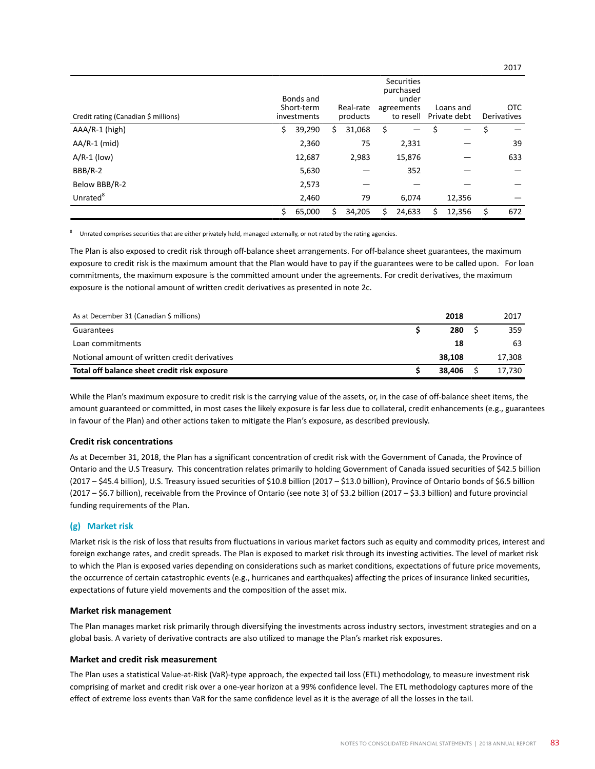| Credit rating (Canadian $ millions) | Bonds and Short-term investments | Real-rate products | Securities purchased under agreements to resell | Loans and Private debt | OTC Derivatives |
|---|---|---|---|---|---|
| | | | | | 2017 |
| AAA/R-1 (high) | $ 39,290 | $ 31,068 | $ — | $ — | $ — |
| AA/R-1 (mid) | 2,360 | 75 | 2,331 | — | 39 |
| A/R-1 (low) | 12,687 | 2,983 | 15,876 | — | 633 |
| BBB/R-2 | 5,630 | — | 352 | — | — |
| Below BBB/R-2 | 2,573 | — | — | — | — |
| Unrated[8] | 2,460 | 79 | 6,074 | 12,356 | — |
| | $ 65,000 | $ 34,205 | $ 24,633 | $ 12,356 | $ 672 |

[8] Unrated comprises securities that are either privately held, managed externally, or not rated by the rating agencies.

The Plan is also exposed to credit risk through off-balance sheet arrangements. For off-balance sheet guarantees, the maximum exposure to credit risk is the maximum amount that the Plan would have to pay if the guarantees were to be called upon. For loan commitments, the maximum exposure is the committed amount under the agreements. For credit derivatives, the maximum exposure is the notional amount of written credit derivatives as presented in note 2c.

| As at December 31 (Canadian $ millions) | 2018 | 2017 |
|---|---|---|
| Guarantees | $ 280 | $ 359 |
| Loan commitments | 18 | 63 |
| Notional amount of written credit derivatives | 38,108 | 17,308 |
| **Total off balance sheet credit risk exposure** | **$ 38,406** | **$ 17,730** |

While the Plan's maximum exposure to credit risk is the carrying value of the assets, or, in the case of off-balance sheet items, the amount guaranteed or committed, in most cases the likely exposure is far less due to collateral, credit enhancements (e.g., guarantees in favour of the Plan) and other actions taken to mitigate the Plan's exposure, as described previously.

### Credit risk concentrations

As at December 31, 2018, the Plan has a significant concentration of credit risk with the Government of Canada, the Province of Ontario and the U.S Treasury. This concentration relates primarily to holding Government of Canada issued securities of $42.5 billion (2017 – $45.4 billion), U.S. Treasury issued securities of $10.8 billion (2017 – $13.0 billion), Province of Ontario bonds of $6.5 billion (2017 – $6.7 billion), receivable from the Province of Ontario (see note 3) of $3.2 billion (2017 – $3.3 billion) and future provincial funding requirements of the Plan.

## (g) Market risk

Market risk is the risk of loss that results from fluctuations in various market factors such as equity and commodity prices, interest and foreign exchange rates, and credit spreads. The Plan is exposed to market risk through its investing activities. The level of market risk to which the Plan is exposed varies depending on considerations such as market conditions, expectations of future price movements, the occurrence of certain catastrophic events (e.g., hurricanes and earthquakes) affecting the prices of insurance linked securities, expectations of future yield movements and the composition of the asset mix.

### Market risk management

The Plan manages market risk primarily through diversifying the investments across industry sectors, investment strategies and on a global basis. A variety of derivative contracts are also utilized to manage the Plan's market risk exposures.

### Market and credit risk measurement

The Plan uses a statistical Value-at-Risk (VaR)-type approach, the expected tail loss (ETL) methodology, to measure investment risk comprising of market and credit risk over a one-year horizon at a 99% confidence level. The ETL methodology captures more of the effect of extreme loss events than VaR for the same confidence level as it is the average of all the losses in the tail.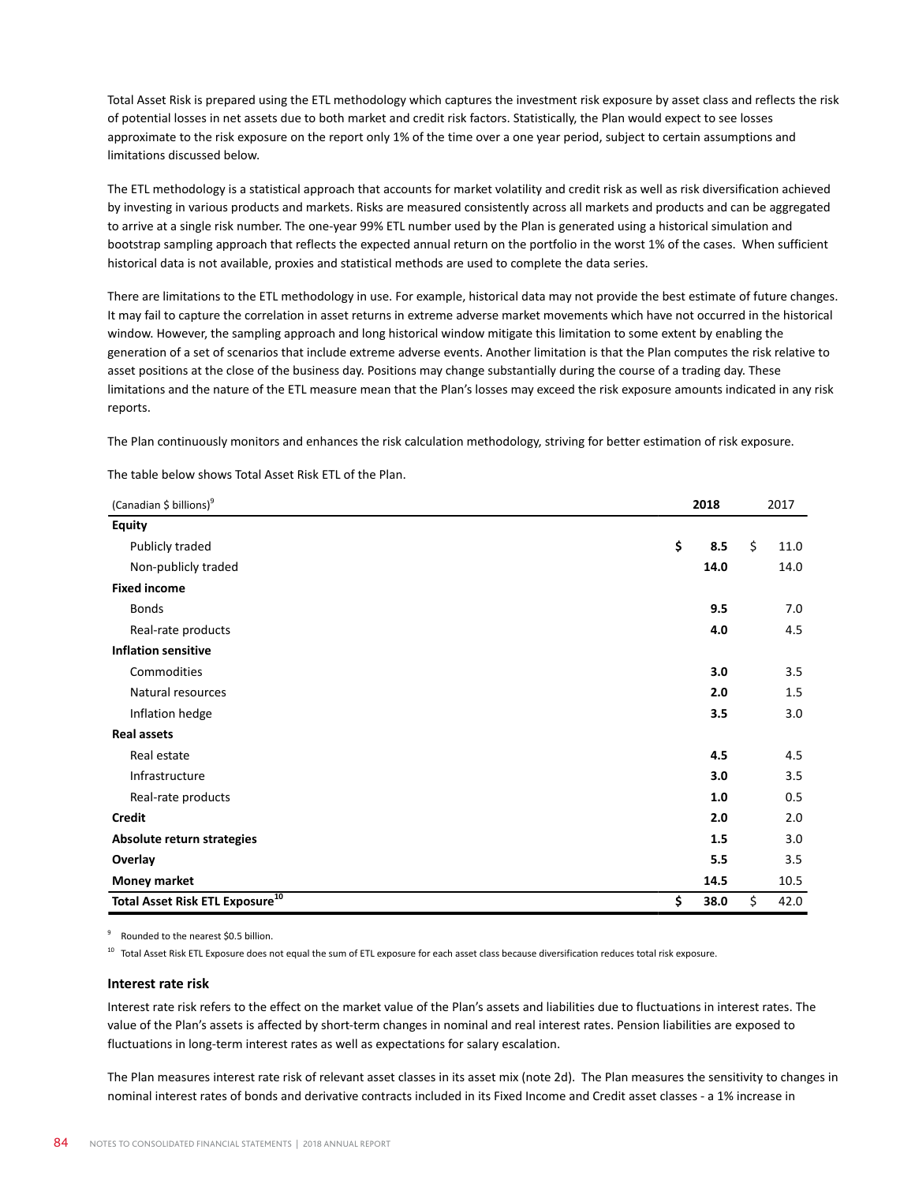Total Asset Risk is prepared using the ETL methodology which captures the investment risk exposure by asset class and reflects the risk of potential losses in net assets due to both market and credit risk factors. Statistically, the Plan would expect to see losses approximate to the risk exposure on the report only 1% of the time over a one year period, subject to certain assumptions and limitations discussed below.

The ETL methodology is a statistical approach that accounts for market volatility and credit risk as well as risk diversification achieved by investing in various products and markets. Risks are measured consistently across all markets and products and can be aggregated to arrive at a single risk number. The one-year 99% ETL number used by the Plan is generated using a historical simulation and bootstrap sampling approach that reflects the expected annual return on the portfolio in the worst 1% of the cases. When sufficient historical data is not available, proxies and statistical methods are used to complete the data series.

There are limitations to the ETL methodology in use. For example, historical data may not provide the best estimate of future changes. It may fail to capture the correlation in asset returns in extreme adverse market movements which have not occurred in the historical window. However, the sampling approach and long historical window mitigate this limitation to some extent by enabling the generation of a set of scenarios that include extreme adverse events. Another limitation is that the Plan computes the risk relative to asset positions at the close of the business day. Positions may change substantially during the course of a trading day. These limitations and the nature of the ETL measure mean that the Plan's losses may exceed the risk exposure amounts indicated in any risk reports.

The Plan continuously monitors and enhances the risk calculation methodology, striving for better estimation of risk exposure.

The table below shows Total Asset Risk ETL of the Plan.

| (Canadian $ billions)[9] | **2018** | 2017 |
|---|---|---|
| **Equity** | | |
| Publicly traded | **$ 8.5** | $ 11.0 |
| Non-publicly traded | **14.0** | 14.0 |
| **Fixed income** | | |
| Bonds | **9.5** | 7.0 |
| Real-rate products | **4.0** | 4.5 |
| **Inflation sensitive** | | |
| Commodities | **3.0** | 3.5 |
| Natural resources | **2.0** | 1.5 |
| Inflation hedge | **3.5** | 3.0 |
| **Real assets** | | |
| Real estate | **4.5** | 4.5 |
| Infrastructure | **3.0** | 3.5 |
| Real-rate products | **1.0** | 0.5 |
| **Credit** | **2.0** | 2.0 |
| **Absolute return strategies** | **1.5** | 3.0 |
| **Overlay** | **5.5** | 3.5 |
| **Money market** | **14.5** | 10.5 |
| **Total Asset Risk ETL Exposure[10]** | **$ 38.0** | $ 42.0 |

[9] Rounded to the nearest $0.5 billion.

[10] Total Asset Risk ETL Exposure does not equal the sum of ETL exposure for each asset class because diversification reduces total risk exposure.

### Interest rate risk

Interest rate risk refers to the effect on the market value of the Plan's assets and liabilities due to fluctuations in interest rates. The value of the Plan's assets is affected by short-term changes in nominal and real interest rates. Pension liabilities are exposed to fluctuations in long-term interest rates as well as expectations for salary escalation.

The Plan measures interest rate risk of relevant asset classes in its asset mix (note 2d). The Plan measures the sensitivity to changes in nominal interest rates of bonds and derivative contracts included in its Fixed Income and Credit asset classes - a 1% increase in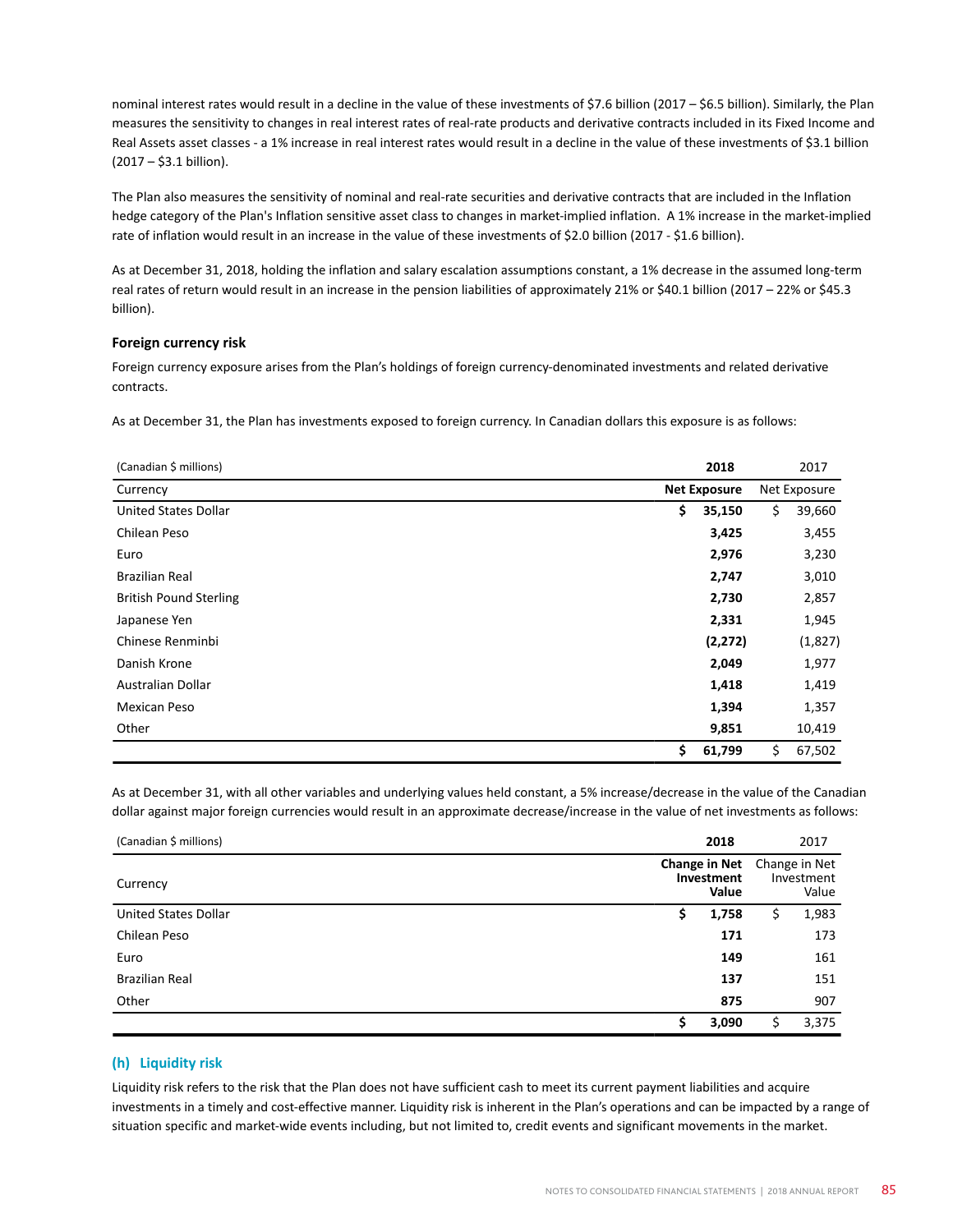nominal interest rates would result in a decline in the value of these investments of $7.6 billion (2017 – $6.5 billion). Similarly, the Plan measures the sensitivity to changes in real interest rates of real-rate products and derivative contracts included in its Fixed Income and Real Assets asset classes - a 1% increase in real interest rates would result in a decline in the value of these investments of $3.1 billion (2017 – $3.1 billion).

The Plan also measures the sensitivity of nominal and real-rate securities and derivative contracts that are included in the Inflation hedge category of the Plan's Inflation sensitive asset class to changes in market-implied inflation. A 1% increase in the market-implied rate of inflation would result in an increase in the value of these investments of $2.0 billion (2017 - $1.6 billion).

As at December 31, 2018, holding the inflation and salary escalation assumptions constant, a 1% decrease in the assumed long-term real rates of return would result in an increase in the pension liabilities of approximately 21% or $40.1 billion (2017 – 22% or $45.3 billion).

### Foreign currency risk

Foreign currency exposure arises from the Plan's holdings of foreign currency-denominated investments and related derivative contracts.

As at December 31, the Plan has investments exposed to foreign currency. In Canadian dollars this exposure is as follows:

| (Canadian $ millions) | **2018** | 2017 |
|---|---|---|
| Currency | **Net Exposure** | Net Exposure |
| United States Dollar | **$ 35,150** | $ 39,660 |
| Chilean Peso | **3,425** | 3,455 |
| Euro | **2,976** | 3,230 |
| Brazilian Real | **2,747** | 3,010 |
| British Pound Sterling | **2,730** | 2,857 |
| Japanese Yen | **2,331** | 1,945 |
| Chinese Renminbi | **(2,272)** | (1,827) |
| Danish Krone | **2,049** | 1,977 |
| Australian Dollar | **1,418** | 1,419 |
| Mexican Peso | **1,394** | 1,357 |
| Other | **9,851** | 10,419 |
| | **$ 61,799** | $ 67,502 |

As at December 31, with all other variables and underlying values held constant, a 5% increase/decrease in the value of the Canadian dollar against major foreign currencies would result in an approximate decrease/increase in the value of net investments as follows:

| (Canadian $ millions) | **2018** | 2017 |
|---|---|---|
| Currency | **Change in Net Investment Value** | Change in Net Investment Value |
| United States Dollar | **$ 1,758** | $ 1,983 |
| Chilean Peso | **171** | 173 |
| Euro | **149** | 161 |
| Brazilian Real | **137** | 151 |
| Other | **875** | 907 |
| | **$ 3,090** | $ 3,375 |

## (h) Liquidity risk

Liquidity risk refers to the risk that the Plan does not have sufficient cash to meet its current payment liabilities and acquire investments in a timely and cost-effective manner. Liquidity risk is inherent in the Plan's operations and can be impacted by a range of situation specific and market-wide events including, but not limited to, credit events and significant movements in the market.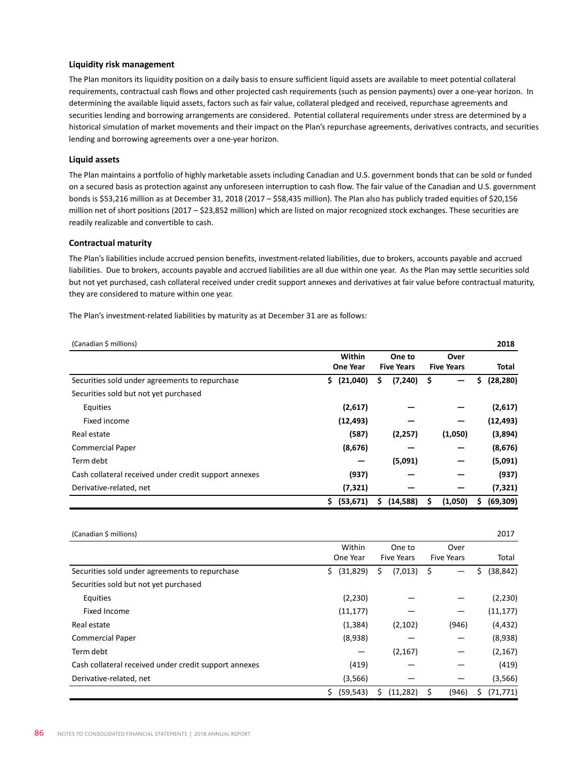### Liquidity risk management

The Plan monitors its liquidity position on a daily basis to ensure sufficient liquid assets are available to meet potential collateral requirements, contractual cash flows and other projected cash requirements (such as pension payments) over a one-year horizon. In determining the available liquid assets, factors such as fair value, collateral pledged and received, repurchase agreements and securities lending and borrowing arrangements are considered. Potential collateral requirements under stress are determined by a historical simulation of market movements and their impact on the Plan's repurchase agreements, derivatives contracts, and securities lending and borrowing agreements over a one-year horizon.

### Liquid assets

The Plan maintains a portfolio of highly marketable assets including Canadian and U.S. government bonds that can be sold or funded on a secured basis as protection against any unforeseen interruption to cash flow. The fair value of the Canadian and U.S. government bonds is $53,216 million as at December 31, 2018 (2017 – $58,435 million). The Plan also has publicly traded equities of $20,156 million net of short positions (2017 – $23,852 million) which are listed on major recognized stock exchanges. These securities are readily realizable and convertible to cash.

### Contractual maturity

The Plan's liabilities include accrued pension benefits, investment-related liabilities, due to brokers, accounts payable and accrued liabilities. Due to brokers, accounts payable and accrued liabilities are all due within one year. As the Plan may settle securities sold but not yet purchased, cash collateral received under credit support annexes and derivatives at fair value before contractual maturity, they are considered to mature within one year.

The Plan's investment-related liabilities by maturity as at December 31 are as follows:

| (Canadian $ millions) | | | | **2018** |
|---|---|---|---|---|
| | **Within One Year** | **One to Five Years** | **Over Five Years** | **Total** |
| Securities sold under agreements to repurchase | **$ (21,040)** | **$ (7,240)** | **$ —** | **$ (28,280)** |
| Securities sold but not yet purchased | | | | |
| Equities | **(2,617)** | **—** | **—** | **(2,617)** |
| Fixed income | **(12,493)** | **—** | **—** | **(12,493)** |
| Real estate | **(587)** | **(2,257)** | **(1,050)** | **(3,894)** |
| Commercial Paper | **(8,676)** | **—** | **—** | **(8,676)** |
| Term debt | **—** | **(5,091)** | **—** | **(5,091)** |
| Cash collateral received under credit support annexes | **(937)** | **—** | **—** | **(937)** |
| Derivative-related, net | **(7,321)** | **—** | **—** | **(7,321)** |
| | **$ (53,671)** | **$ (14,588)** | **$ (1,050)** | **$ (69,309)** |

| (Canadian $ millions) | | | | 2017 |
|---|---|---|---|---|
| | Within One Year | One to Five Years | Over Five Years | Total |
| Securities sold under agreements to repurchase | $ (31,829) | $ (7,013) | $ — | $ (38,842) |
| Securities sold but not yet purchased | | | | |
| Equities | (2,230) | — | — | (2,230) |
| Fixed Income | (11,177) | — | — | (11,177) |
| Real estate | (1,384) | (2,102) | (946) | (4,432) |
| Commercial Paper | (8,938) | — | — | (8,938) |
| Term debt | — | (2,167) | — | (2,167) |
| Cash collateral received under credit support annexes | (419) | — | — | (419) |
| Derivative-related, net | (3,566) | — | — | (3,566) |
| | $ (59,543) | $ (11,282) | $ (946) | $ (71,771) |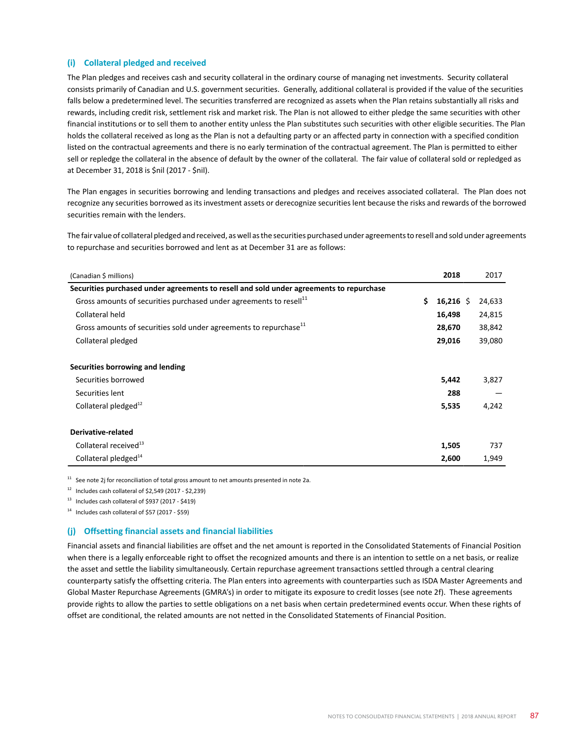### (i) Collateral pledged and received

The Plan pledges and receives cash and security collateral in the ordinary course of managing net investments. Security collateral consists primarily of Canadian and U.S. government securities. Generally, additional collateral is provided if the value of the securities falls below a predetermined level. The securities transferred are recognized as assets when the Plan retains substantially all risks and rewards, including credit risk, settlement risk and market risk. The Plan is not allowed to either pledge the same securities with other financial institutions or to sell them to another entity unless the Plan substitutes such securities with other eligible securities. The Plan holds the collateral received as long as the Plan is not a defaulting party or an affected party in connection with a specified condition listed on the contractual agreements and there is no early termination of the contractual agreement. The Plan is permitted to either sell or repledge the collateral in the absence of default by the owner of the collateral. The fair value of collateral sold or repledged as at December 31, 2018 is $nil (2017 - $nil).

The Plan engages in securities borrowing and lending transactions and pledges and receives associated collateral. The Plan does not recognize any securities borrowed as its investment assets or derecognize securities lent because the risks and rewards of the borrowed securities remain with the lenders.

The fair value of collateral pledged and received, as well as the securities purchased under agreements to resell and sold under agreements to repurchase and securities borrowed and lent as at December 31 are as follows:

| (Canadian $ millions) | 2018 | 2017 |
|---|---|---|
| **Securities purchased under agreements to resell and sold under agreements to repurchase** | | |
| Gross amounts of securities purchased under agreements to resell[11] | **$ 16,216** | $ 24,633 |
| Collateral held | **16,498** | 24,815 |
| Gross amounts of securities sold under agreements to repurchase[11] | **28,670** | 38,842 |
| Collateral pledged | **29,016** | 39,080 |
| **Securities borrowing and lending** | | |
| Securities borrowed | **5,442** | 3,827 |
| Securities lent | **288** | — |
| Collateral pledged[12] | **5,535** | 4,242 |
| **Derivative-related** | | |
| Collateral received[13] | **1,505** | 737 |
| Collateral pledged[14] | **2,600** | 1,949 |

[11] See note 2j for reconciliation of total gross amount to net amounts presented in note 2a.

[12] Includes cash collateral of $2,549 (2017 - $2,239)

[13] Includes cash collateral of $937 (2017 - $419)

[14] Includes cash collateral of $57 (2017 - $59)

### (j) Offsetting financial assets and financial liabilities

Financial assets and financial liabilities are offset and the net amount is reported in the Consolidated Statements of Financial Position when there is a legally enforceable right to offset the recognized amounts and there is an intention to settle on a net basis, or realize the asset and settle the liability simultaneously. Certain repurchase agreement transactions settled through a central clearing counterparty satisfy the offsetting criteria. The Plan enters into agreements with counterparties such as ISDA Master Agreements and Global Master Repurchase Agreements (GMRA's) in order to mitigate its exposure to credit losses (see note 2f). These agreements provide rights to allow the parties to settle obligations on a net basis when certain predetermined events occur. When these rights of offset are conditional, the related amounts are not netted in the Consolidated Statements of Financial Position.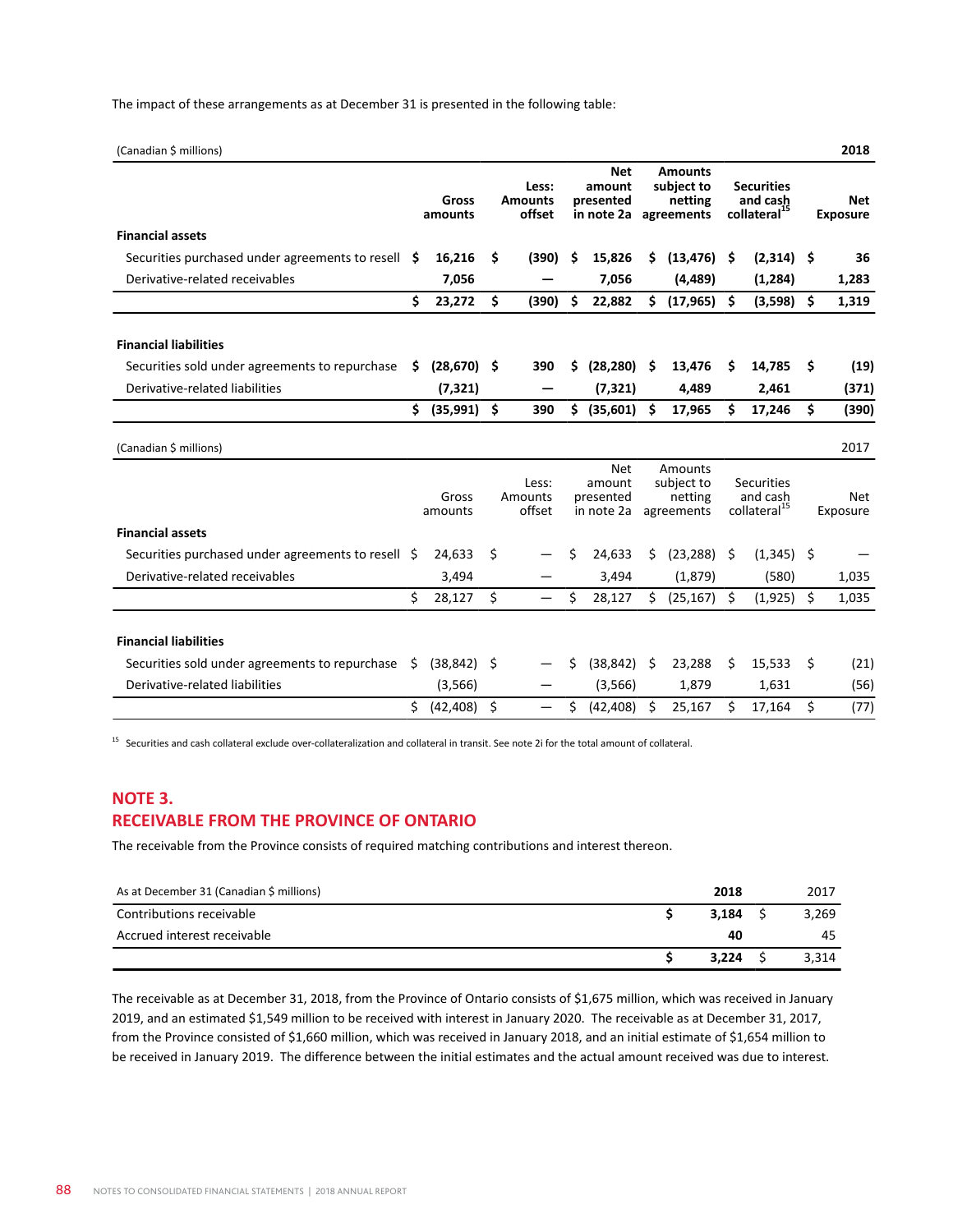The impact of these arrangements as at December 31 is presented in the following table:

| (Canadian $ millions) | | | | | | **2018** |
|---|---|---|---|---|---|---|
| | **Gross amounts** | **Less: Amounts offset** | **Net amount presented in note 2a** | **Amounts subject to netting agreements** | **Securities and cash collateral[15]** | **Net Exposure** |
| **Financial assets** | | | | | | |
| Securities purchased under agreements to resell | **$ 16,216** | **$ (390)** | **$ 15,826** | **$ (13,476)** | **$ (2,314)** | **$ 36** |
| Derivative-related receivables | **7,056** | **—** | **7,056** | **(4,489)** | **(1,284)** | **1,283** |
| | **$ 23,272** | **$ (390)** | **$ 22,882** | **$ (17,965)** | **$ (3,598)** | **$ 1,319** |
| **Financial liabilities** | | | | | | |
| Securities sold under agreements to repurchase | **$ (28,670)** | **$ 390** | **$ (28,280)** | **$ 13,476** | **$ 14,785** | **$ (19)** |
| Derivative-related liabilities | **(7,321)** | **—** | **(7,321)** | **4,489** | **2,461** | **(371)** |
| | **$ (35,991)** | **$ 390** | **$ (35,601)** | **$ 17,965** | **$ 17,246** | **$ (390)** |

| (Canadian $ millions) | | | | | | 2017 |
|---|---|---|---|---|---|---|
| | Gross amounts | Less: Amounts offset | Net amount presented in note 2a | Amounts subject to netting agreements | Securities and cash collateral[15] | Net Exposure |
| **Financial assets** | | | | | | |
| Securities purchased under agreements to resell | $ 24,633 | $ — | $ 24,633 | $ (23,288) | $ (1,345) | $ — |
| Derivative-related receivables | 3,494 | — | 3,494 | (1,879) | (580) | 1,035 |
| | $ 28,127 | $ — | $ 28,127 | $ (25,167) | $ (1,925) | $ 1,035 |
| **Financial liabilities** | | | | | | |
| Securities sold under agreements to repurchase | $ (38,842) | $ — | $ (38,842) | $ 23,288 | $ 15,533 | $ (21) |
| Derivative-related liabilities | (3,566) | — | (3,566) | 1,879 | 1,631 | (56) |
| | $ (42,408) | $ — | $ (42,408) | $ 25,167 | $ 17,164 | $ (77) |

[15] Securities and cash collateral exclude over-collateralization and collateral in transit. See note 2i for the total amount of collateral.

## NOTE 3. RECEIVABLE FROM THE PROVINCE OF ONTARIO

The receivable from the Province consists of required matching contributions and interest thereon.

| As at December 31 (Canadian $ millions) | **2018** | 2017 |
|---|---|---|
| Contributions receivable | **$ 3,184** | $ 3,269 |
| Accrued interest receivable | **40** | 45 |
| | **$ 3,224** | $ 3,314 |

The receivable as at December 31, 2018, from the Province of Ontario consists of $1,675 million, which was received in January 2019, and an estimated $1,549 million to be received with interest in January 2020. The receivable as at December 31, 2017, from the Province consisted of $1,660 million, which was received in January 2018, and an initial estimate of $1,654 million to be received in January 2019. The difference between the initial estimates and the actual amount received was due to interest.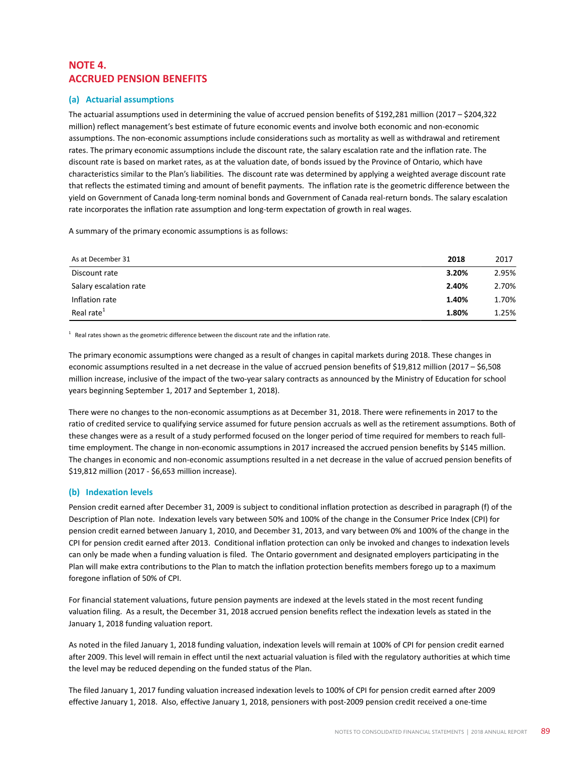# NOTE 4.
# ACCRUED PENSION BENEFITS

## (a) Actuarial assumptions

The actuarial assumptions used in determining the value of accrued pension benefits of $192,281 million (2017 – $204,322 million) reflect management's best estimate of future economic events and involve both economic and non-economic assumptions. The non-economic assumptions include considerations such as mortality as well as withdrawal and retirement rates. The primary economic assumptions include the discount rate, the salary escalation rate and the inflation rate. The discount rate is based on market rates, as at the valuation date, of bonds issued by the Province of Ontario, which have characteristics similar to the Plan's liabilities. The discount rate was determined by applying a weighted average discount rate that reflects the estimated timing and amount of benefit payments. The inflation rate is the geometric difference between the yield on Government of Canada long-term nominal bonds and Government of Canada real-return bonds. The salary escalation rate incorporates the inflation rate assumption and long-term expectation of growth in real wages.

A summary of the primary economic assumptions is as follows:

| As at December 31 | **2018** | 2017 |
|---|---|---|
| Discount rate | **3.20%** | 2.95% |
| Salary escalation rate | **2.40%** | 2.70% |
| Inflation rate | **1.40%** | 1.70% |
| Real rate[1] | **1.80%** | 1.25% |

[1] Real rates shown as the geometric difference between the discount rate and the inflation rate.

The primary economic assumptions were changed as a result of changes in capital markets during 2018. These changes in economic assumptions resulted in a net decrease in the value of accrued pension benefits of $19,812 million (2017 – $6,508 million increase, inclusive of the impact of the two-year salary contracts as announced by the Ministry of Education for school years beginning September 1, 2017 and September 1, 2018).

There were no changes to the non-economic assumptions as at December 31, 2018. There were refinements in 2017 to the ratio of credited service to qualifying service assumed for future pension accruals as well as the retirement assumptions. Both of these changes were as a result of a study performed focused on the longer period of time required for members to reach full-time employment. The change in non-economic assumptions in 2017 increased the accrued pension benefits by $145 million. The changes in economic and non-economic assumptions resulted in a net decrease in the value of accrued pension benefits of $19,812 million (2017 - $6,653 million increase).

## (b) Indexation levels

Pension credit earned after December 31, 2009 is subject to conditional inflation protection as described in paragraph (f) of the Description of Plan note. Indexation levels vary between 50% and 100% of the change in the Consumer Price Index (CPI) for pension credit earned between January 1, 2010, and December 31, 2013, and vary between 0% and 100% of the change in the CPI for pension credit earned after 2013. Conditional inflation protection can only be invoked and changes to indexation levels can only be made when a funding valuation is filed. The Ontario government and designated employers participating in the Plan will make extra contributions to the Plan to match the inflation protection benefits members forego up to a maximum foregone inflation of 50% of CPI.

For financial statement valuations, future pension payments are indexed at the levels stated in the most recent funding valuation filing. As a result, the December 31, 2018 accrued pension benefits reflect the indexation levels as stated in the January 1, 2018 funding valuation report.

As noted in the filed January 1, 2018 funding valuation, indexation levels will remain at 100% of CPI for pension credit earned after 2009. This level will remain in effect until the next actuarial valuation is filed with the regulatory authorities at which time the level may be reduced depending on the funded status of the Plan.

The filed January 1, 2017 funding valuation increased indexation levels to 100% of CPI for pension credit earned after 2009 effective January 1, 2018. Also, effective January 1, 2018, pensioners with post-2009 pension credit received a one-time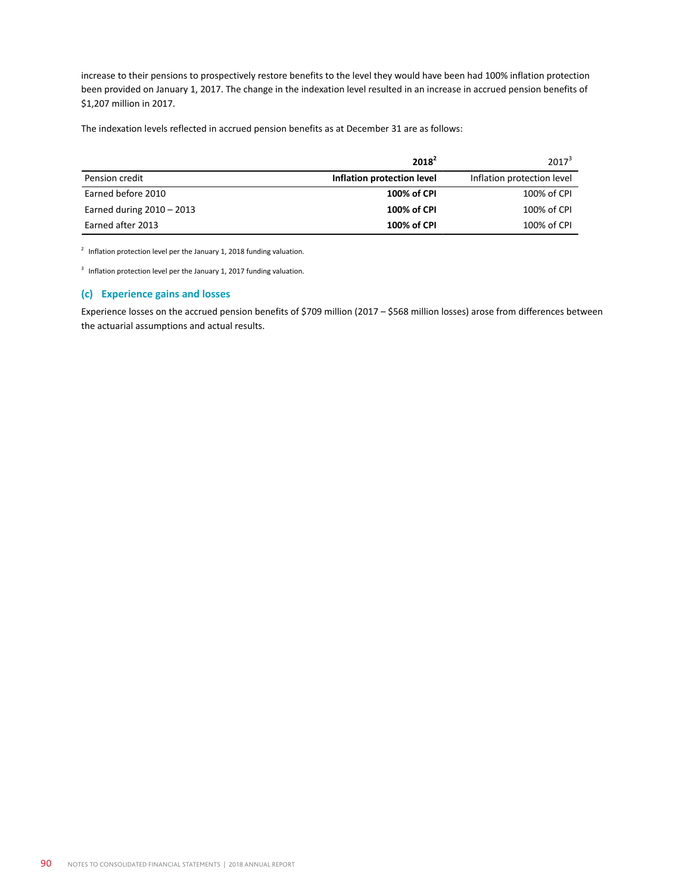increase to their pensions to prospectively restore benefits to the level they would have been had 100% inflation protection been provided on January 1, 2017. The change in the indexation level resulted in an increase in accrued pension benefits of $1,207 million in 2017.

The indexation levels reflected in accrued pension benefits as at December 31 are as follows:

| | **2018**[2] | 2017[3] |
|---|---|---|
| Pension credit | **Inflation protection level** | Inflation protection level |
| Earned before 2010 | **100% of CPI** | 100% of CPI |
| Earned during 2010 – 2013 | **100% of CPI** | 100% of CPI |
| Earned after 2013 | **100% of CPI** | 100% of CPI |

[2] Inflation protection level per the January 1, 2018 funding valuation.

[3] Inflation protection level per the January 1, 2017 funding valuation.

### (c) Experience gains and losses

Experience losses on the accrued pension benefits of $709 million (2017 – $568 million losses) arose from differences between the actuarial assumptions and actual results.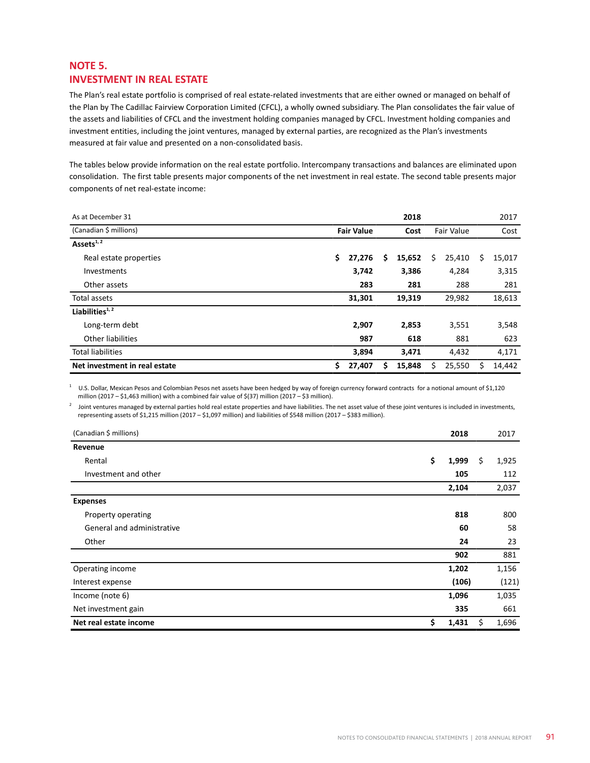## NOTE 5.
## INVESTMENT IN REAL ESTATE

The Plan's real estate portfolio is comprised of real estate-related investments that are either owned or managed on behalf of the Plan by The Cadillac Fairview Corporation Limited (CFCL), a wholly owned subsidiary. The Plan consolidates the fair value of the assets and liabilities of CFCL and the investment holding companies managed by CFCL. Investment holding companies and investment entities, including the joint ventures, managed by external parties, are recognized as the Plan's investments measured at fair value and presented on a non-consolidated basis.

The tables below provide information on the real estate portfolio. Intercompany transactions and balances are eliminated upon consolidation. The first table presents major components of the net investment in real estate. The second table presents major components of net real-estate income:

| As at December 31 | | **2018** | | 2017 |
|---|---|---|---|---|
| (Canadian $ millions) | **Fair Value** | **Cost** | Fair Value | Cost |
| **Assets**[1,2] | | | | |
| Real estate properties | **$ 27,276** | **$ 15,652** | $ 25,410 | $ 15,017 |
| Investments | **3,742** | **3,386** | 4,284 | 3,315 |
| Other assets | **283** | **281** | 288 | 281 |
| Total assets | **31,301** | **19,319** | 29,982 | 18,613 |
| **Liabilities**[1,2] | | | | |
| Long-term debt | **2,907** | **2,853** | 3,551 | 3,548 |
| Other liabilities | **987** | **618** | 881 | 623 |
| Total liabilities | **3,894** | **3,471** | 4,432 | 4,171 |
| **Net investment in real estate** | **$ 27,407** | **$ 15,848** | $ 25,550 | $ 14,442 |

[1] U.S. Dollar, Mexican Pesos and Colombian Pesos net assets have been hedged by way of foreign currency forward contracts for a notional amount of $1,120 million (2017 – $1,463 million) with a combined fair value of $(37) million (2017 – $3 million).

[2] Joint ventures managed by external parties hold real estate properties and have liabilities. The net asset value of these joint ventures is included in investments, representing assets of $1,215 million (2017 – $1,097 million) and liabilities of $548 million (2017 – $383 million).

| (Canadian $ millions) | **2018** | 2017 |
|---|---|---|
| **Revenue** | | |
| Rental | **$ 1,999** | $ 1,925 |
| Investment and other | **105** | 112 |
| | **2,104** | 2,037 |
| **Expenses** | | |
| Property operating | **818** | 800 |
| General and administrative | **60** | 58 |
| Other | **24** | 23 |
| | **902** | 881 |
| Operating income | **1,202** | 1,156 |
| Interest expense | **(106)** | (121) |
| Income (note 6) | **1,096** | 1,035 |
| Net investment gain | **335** | 661 |
| **Net real estate income** | **$ 1,431** | $ 1,696 |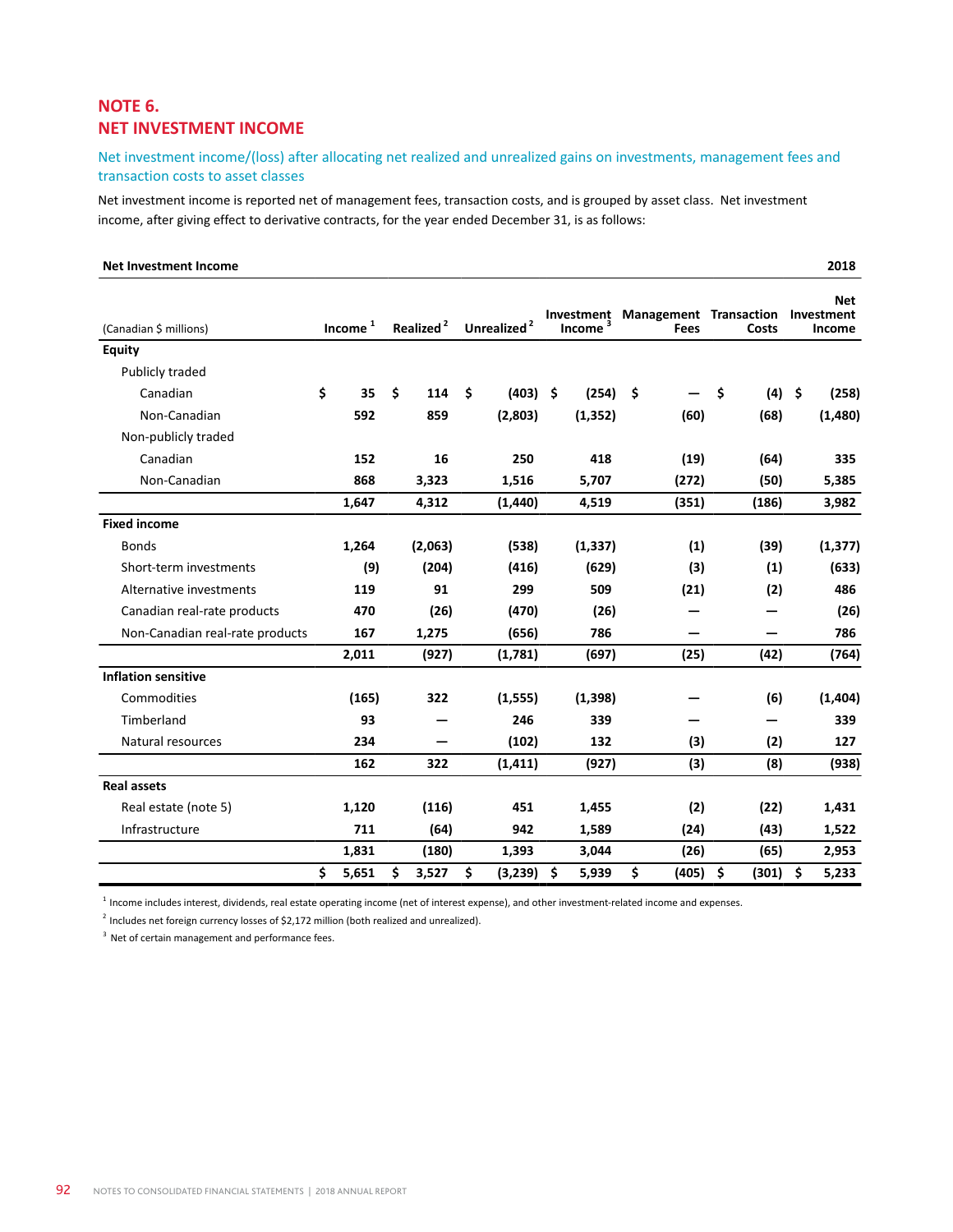## NOTE 6.
## NET INVESTMENT INCOME

### Net investment income/(loss) after allocating net realized and unrealized gains on investments, management fees and transaction costs to asset classes

Net investment income is reported net of management fees, transaction costs, and is grouped by asset class. Net investment income, after giving effect to derivative contracts, for the year ended December 31, is as follows:

**Net Investment Income** — **2018**

| (Canadian $ millions) | Income [1] | Realized [2] | Unrealized [2] | Investment Income [3] | Management Fees | Transaction Costs | Net Investment Income |
|---|---|---|---|---|---|---|---|
| **Equity** | | | | | | | |
| Publicly traded | | | | | | | |
| Canadian | $ 35 | $ 114 | $ (403) | $ (254) | $ — | $ (4) | $ (258) |
| Non-Canadian | 592 | 859 | (2,803) | (1,352) | (60) | (68) | (1,480) |
| Non-publicly traded | | | | | | | |
| Canadian | 152 | 16 | 250 | 418 | (19) | (64) | 335 |
| Non-Canadian | 868 | 3,323 | 1,516 | 5,707 | (272) | (50) | 5,385 |
| | 1,647 | 4,312 | (1,440) | 4,519 | (351) | (186) | 3,982 |
| **Fixed income** | | | | | | | |
| Bonds | 1,264 | (2,063) | (538) | (1,337) | (1) | (39) | (1,377) |
| Short-term investments | (9) | (204) | (416) | (629) | (3) | (1) | (633) |
| Alternative investments | 119 | 91 | 299 | 509 | (21) | (2) | 486 |
| Canadian real-rate products | 470 | (26) | (470) | (26) | — | — | (26) |
| Non-Canadian real-rate products | 167 | 1,275 | (656) | 786 | — | — | 786 |
| | 2,011 | (927) | (1,781) | (697) | (25) | (42) | (764) |
| **Inflation sensitive** | | | | | | | |
| Commodities | (165) | 322 | (1,555) | (1,398) | — | (6) | (1,404) |
| Timberland | 93 | — | 246 | 339 | — | — | 339 |
| Natural resources | 234 | — | (102) | 132 | (3) | (2) | 127 |
| | 162 | 322 | (1,411) | (927) | (3) | (8) | (938) |
| **Real assets** | | | | | | | |
| Real estate (note 5) | 1,120 | (116) | 451 | 1,455 | (2) | (22) | 1,431 |
| Infrastructure | 711 | (64) | 942 | 1,589 | (24) | (43) | 1,522 |
| | 1,831 | (180) | 1,393 | 3,044 | (26) | (65) | 2,953 |
| | $ 5,651 | $ 3,527 | $ (3,239) | $ 5,939 | $ (405) | $ (301) | $ 5,233 |

[1] Income includes interest, dividends, real estate operating income (net of interest expense), and other investment-related income and expenses.

[2] Includes net foreign currency losses of $2,172 million (both realized and unrealized).

[3] Net of certain management and performance fees.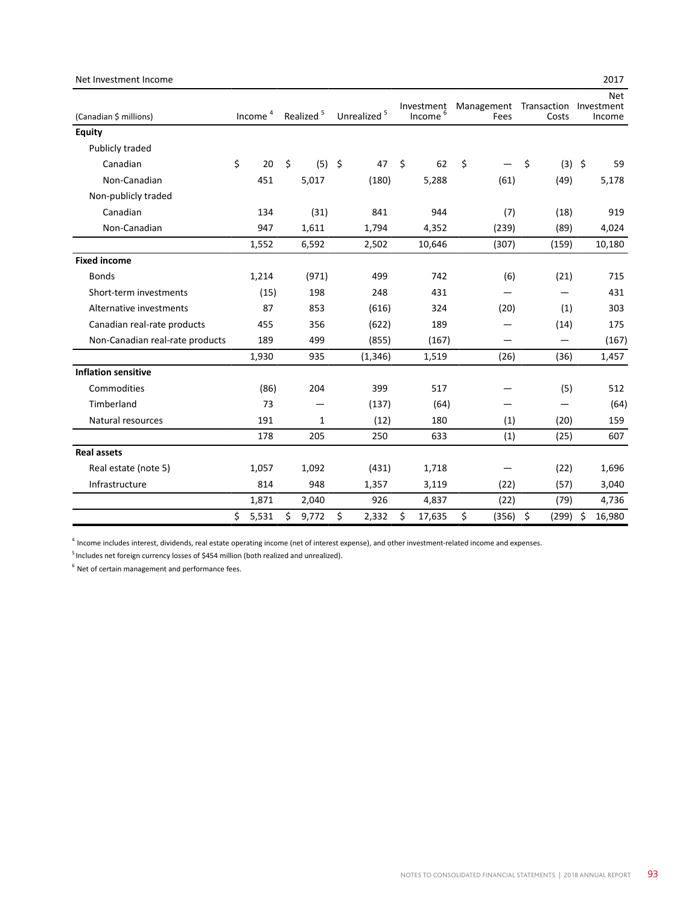Net Investment Income 2017

| (Canadian $ millions) | Income [4] | Realized [5] | Unrealized [5] | Investment Income [6] | Management Fees | Transaction Costs | Net Investment Income |
|---|---|---|---|---|---|---|---|
| **Equity** | | | | | | | |
| Publicly traded | | | | | | | |
| Canadian | $ 20 | $ (5) | $ 47 | $ 62 | $ — | $ (3) | $ 59 |
| Non-Canadian | 451 | 5,017 | (180) | 5,288 | (61) | (49) | 5,178 |
| Non-publicly traded | | | | | | | |
| Canadian | 134 | (31) | 841 | 944 | (7) | (18) | 919 |
| Non-Canadian | 947 | 1,611 | 1,794 | 4,352 | (239) | (89) | 4,024 |
| | 1,552 | 6,592 | 2,502 | 10,646 | (307) | (159) | 10,180 |
| **Fixed income** | | | | | | | |
| Bonds | 1,214 | (971) | 499 | 742 | (6) | (21) | 715 |
| Short-term investments | (15) | 198 | 248 | 431 | — | — | 431 |
| Alternative investments | 87 | 853 | (616) | 324 | (20) | (1) | 303 |
| Canadian real-rate products | 455 | 356 | (622) | 189 | — | (14) | 175 |
| Non-Canadian real-rate products | 189 | 499 | (855) | (167) | — | — | (167) |
| | 1,930 | 935 | (1,346) | 1,519 | (26) | (36) | 1,457 |
| **Inflation sensitive** | | | | | | | |
| Commodities | (86) | 204 | 399 | 517 | — | (5) | 512 |
| Timberland | 73 | — | (137) | (64) | — | — | (64) |
| Natural resources | 191 | 1 | (12) | 180 | (1) | (20) | 159 |
| | 178 | 205 | 250 | 633 | (1) | (25) | 607 |
| **Real assets** | | | | | | | |
| Real estate (note 5) | 1,057 | 1,092 | (431) | 1,718 | — | (22) | 1,696 |
| Infrastructure | 814 | 948 | 1,357 | 3,119 | (22) | (57) | 3,040 |
| | 1,871 | 2,040 | 926 | 4,837 | (22) | (79) | 4,736 |
| | $ 5,531 | $ 9,772 | $ 2,332 | $ 17,635 | $ (356) | $ (299) | $ 16,980 |

[4] Income includes interest, dividends, real estate operating income (net of interest expense), and other investment-related income and expenses.

[5] Includes net foreign currency losses of $454 million (both realized and unrealized).

[6] Net of certain management and performance fees.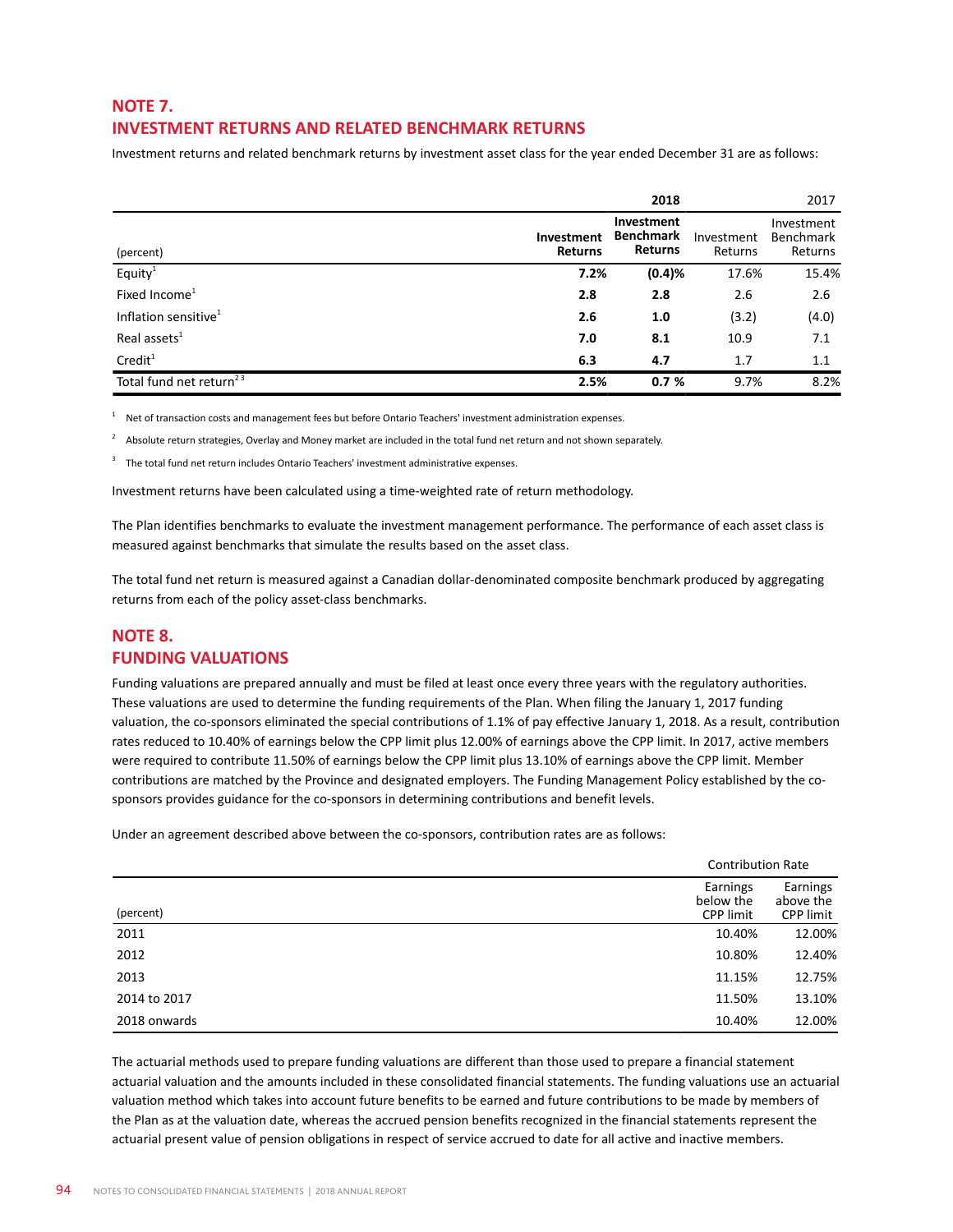## NOTE 7.
## INVESTMENT RETURNS AND RELATED BENCHMARK RETURNS

Investment returns and related benchmark returns by investment asset class for the year ended December 31 are as follows:

| | **2018** | | 2017 | |
|---|---|---|---|---|
| (percent) | **Investment Returns** | **Investment Benchmark Returns** | Investment Returns | Investment Benchmark Returns |
| Equity[1] | **7.2%** | **(0.4)%** | 17.6% | 15.4% |
| Fixed Income[1] | **2.8** | **2.8** | 2.6 | 2.6 |
| Inflation sensitive[1] | **2.6** | **1.0** | (3.2) | (4.0) |
| Real assets[1] | **7.0** | **8.1** | 10.9 | 7.1 |
| Credit[1] | **6.3** | **4.7** | 1.7 | 1.1 |
| Total fund net return[2 3] | **2.5%** | **0.7 %** | 9.7% | 8.2% |

[1] Net of transaction costs and management fees but before Ontario Teachers' investment administration expenses.

[2] Absolute return strategies, Overlay and Money market are included in the total fund net return and not shown separately.

[3] The total fund net return includes Ontario Teachers' investment administrative expenses.

Investment returns have been calculated using a time-weighted rate of return methodology.

The Plan identifies benchmarks to evaluate the investment management performance. The performance of each asset class is measured against benchmarks that simulate the results based on the asset class.

The total fund net return is measured against a Canadian dollar-denominated composite benchmark produced by aggregating returns from each of the policy asset-class benchmarks.

## NOTE 8.
## FUNDING VALUATIONS

Funding valuations are prepared annually and must be filed at least once every three years with the regulatory authorities. These valuations are used to determine the funding requirements of the Plan. When filing the January 1, 2017 funding valuation, the co-sponsors eliminated the special contributions of 1.1% of pay effective January 1, 2018. As a result, contribution rates reduced to 10.40% of earnings below the CPP limit plus 12.00% of earnings above the CPP limit. In 2017, active members were required to contribute 11.50% of earnings below the CPP limit plus 13.10% of earnings above the CPP limit. Member contributions are matched by the Province and designated employers. The Funding Management Policy established by the co-sponsors provides guidance for the co-sponsors in determining contributions and benefit levels.

Under an agreement described above between the co-sponsors, contribution rates are as follows:

| | Contribution Rate | |
|---|---|---|
| (percent) | Earnings below the CPP limit | Earnings above the CPP limit |
| 2011 | 10.40% | 12.00% |
| 2012 | 10.80% | 12.40% |
| 2013 | 11.15% | 12.75% |
| 2014 to 2017 | 11.50% | 13.10% |
| 2018 onwards | 10.40% | 12.00% |

The actuarial methods used to prepare funding valuations are different than those used to prepare a financial statement actuarial valuation and the amounts included in these consolidated financial statements. The funding valuations use an actuarial valuation method which takes into account future benefits to be earned and future contributions to be made by members of the Plan as at the valuation date, whereas the accrued pension benefits recognized in the financial statements represent the actuarial present value of pension obligations in respect of service accrued to date for all active and inactive members.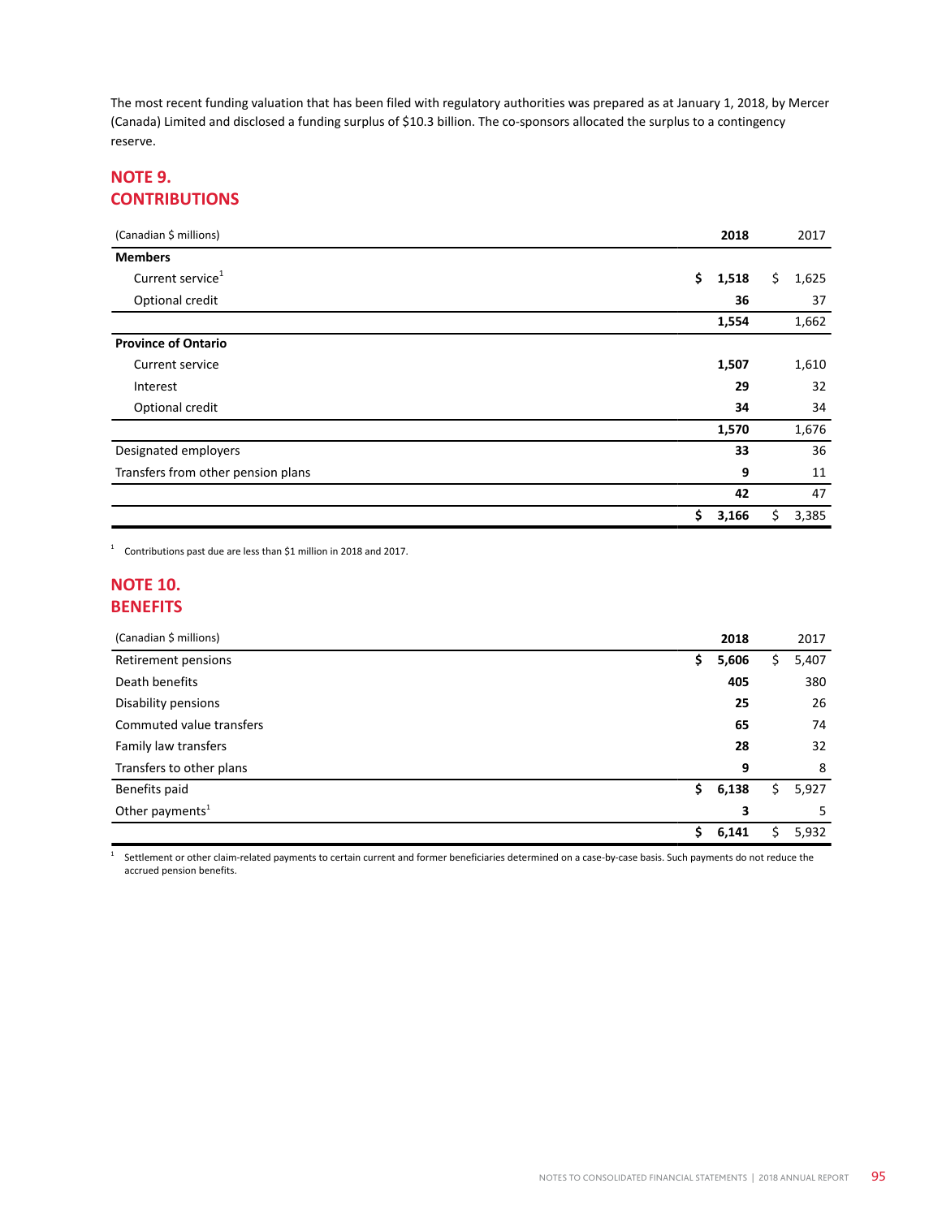The most recent funding valuation that has been filed with regulatory authorities was prepared as at January 1, 2018, by Mercer (Canada) Limited and disclosed a funding surplus of $10.3 billion. The co-sponsors allocated the surplus to a contingency reserve.

## NOTE 9. CONTRIBUTIONS

| (Canadian $ millions) | 2018 | 2017 |
|---|---|---|
| **Members** | | |
| Current service[1] | $ 1,518 | $ 1,625 |
| Optional credit | 36 | 37 |
| | 1,554 | 1,662 |
| **Province of Ontario** | | |
| Current service | 1,507 | 1,610 |
| Interest | 29 | 32 |
| Optional credit | 34 | 34 |
| | 1,570 | 1,676 |
| Designated employers | 33 | 36 |
| Transfers from other pension plans | 9 | 11 |
| | 42 | 47 |
| | $ 3,166 | $ 3,385 |

[1] Contributions past due are less than $1 million in 2018 and 2017.

## NOTE 10. BENEFITS

| (Canadian $ millions) | 2018 | 2017 |
|---|---|---|
| Retirement pensions | $ 5,606 | $ 5,407 |
| Death benefits | 405 | 380 |
| Disability pensions | 25 | 26 |
| Commuted value transfers | 65 | 74 |
| Family law transfers | 28 | 32 |
| Transfers to other plans | 9 | 8 |
| Benefits paid | $ 6,138 | $ 5,927 |
| Other payments[1] | 3 | 5 |
| | $ 6,141 | $ 5,932 |

[1] Settlement or other claim-related payments to certain current and former beneficiaries determined on a case-by-case basis. Such payments do not reduce the accrued pension benefits.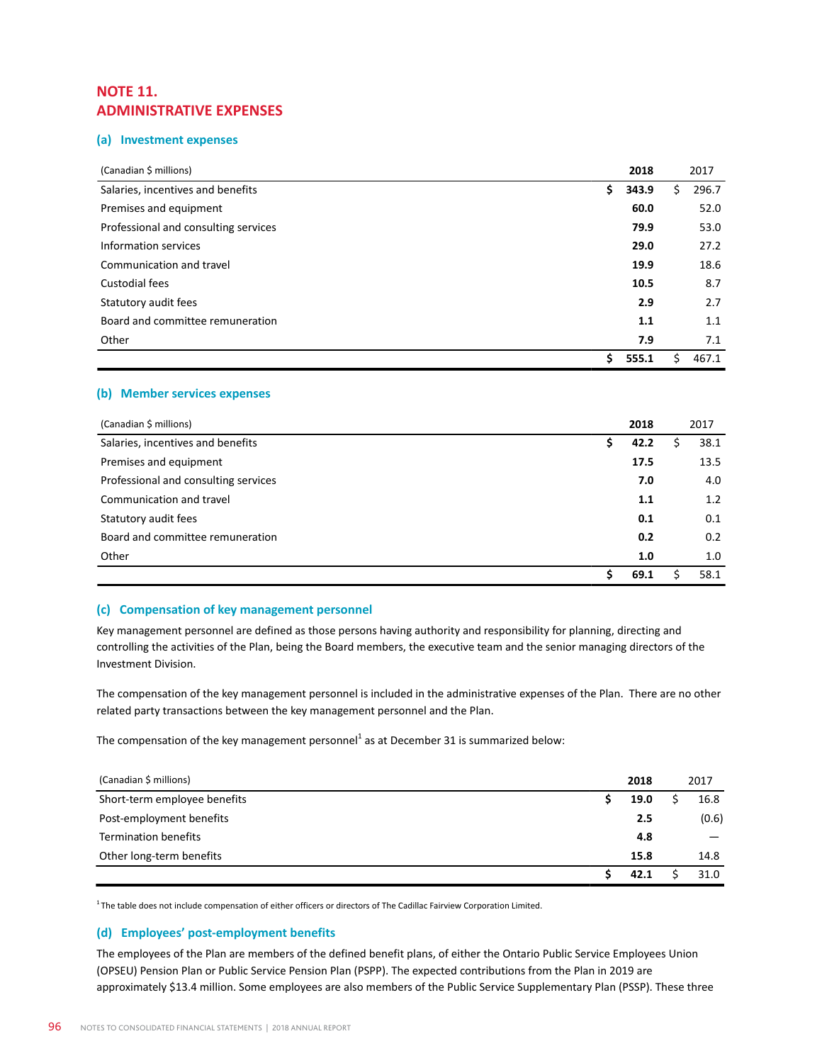## NOTE 11. ADMINISTRATIVE EXPENSES

### (a) Investment expenses

| (Canadian $ millions) | 2018 | 2017 |
|---|---|---|
| Salaries, incentives and benefits | $ 343.9 | $ 296.7 |
| Premises and equipment | 60.0 | 52.0 |
| Professional and consulting services | 79.9 | 53.0 |
| Information services | 29.0 | 27.2 |
| Communication and travel | 19.9 | 18.6 |
| Custodial fees | 10.5 | 8.7 |
| Statutory audit fees | 2.9 | 2.7 |
| Board and committee remuneration | 1.1 | 1.1 |
| Other | 7.9 | 7.1 |
| | $ 555.1 | $ 467.1 |

### (b) Member services expenses

| (Canadian $ millions) | 2018 | 2017 |
|---|---|---|
| Salaries, incentives and benefits | $ 42.2 | $ 38.1 |
| Premises and equipment | 17.5 | 13.5 |
| Professional and consulting services | 7.0 | 4.0 |
| Communication and travel | 1.1 | 1.2 |
| Statutory audit fees | 0.1 | 0.1 |
| Board and committee remuneration | 0.2 | 0.2 |
| Other | 1.0 | 1.0 |
| | $ 69.1 | $ 58.1 |

### (c) Compensation of key management personnel

Key management personnel are defined as those persons having authority and responsibility for planning, directing and controlling the activities of the Plan, being the Board members, the executive team and the senior managing directors of the Investment Division.

The compensation of the key management personnel is included in the administrative expenses of the Plan. There are no other related party transactions between the key management personnel and the Plan.

The compensation of the key management personnel[1] as at December 31 is summarized below:

| (Canadian $ millions) | 2018 | 2017 |
|---|---|---|
| Short-term employee benefits | $ 19.0 | $ 16.8 |
| Post-employment benefits | 2.5 | (0.6) |
| Termination benefits | 4.8 | — |
| Other long-term benefits | 15.8 | 14.8 |
| | $ 42.1 | $ 31.0 |

[1] The table does not include compensation of either officers or directors of The Cadillac Fairview Corporation Limited.

### (d) Employees' post-employment benefits

The employees of the Plan are members of the defined benefit plans, of either the Ontario Public Service Employees Union (OPSEU) Pension Plan or Public Service Pension Plan (PSPP). The expected contributions from the Plan in 2019 are approximately $13.4 million. Some employees are also members of the Public Service Supplementary Plan (PSSP). These three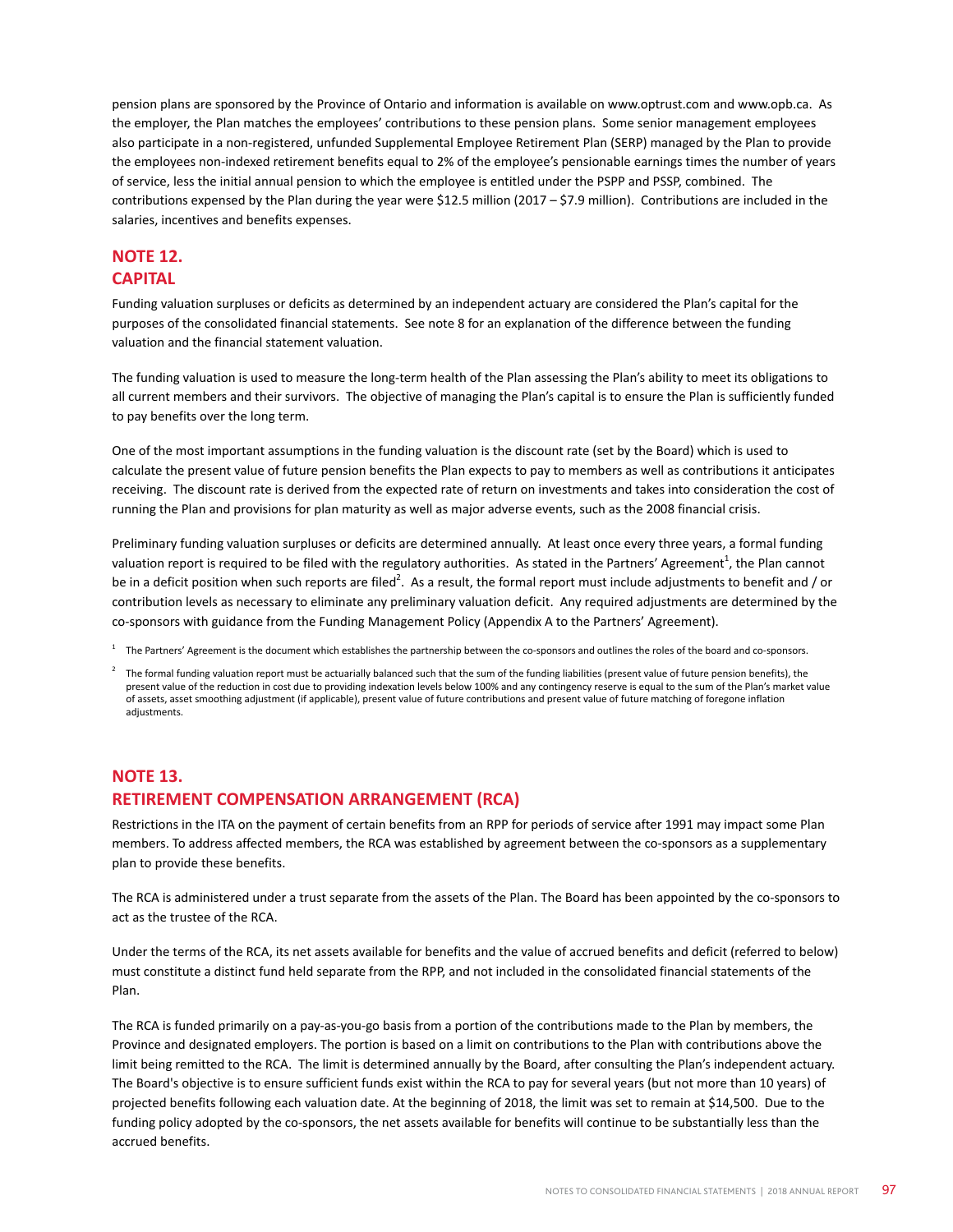pension plans are sponsored by the Province of Ontario and information is available on www.optrust.com and www.opb.ca. As the employer, the Plan matches the employees' contributions to these pension plans. Some senior management employees also participate in a non-registered, unfunded Supplemental Employee Retirement Plan (SERP) managed by the Plan to provide the employees non-indexed retirement benefits equal to 2% of the employee's pensionable earnings times the number of years of service, less the initial annual pension to which the employee is entitled under the PSPP and PSSP, combined. The contributions expensed by the Plan during the year were $12.5 million (2017 – $7.9 million). Contributions are included in the salaries, incentives and benefits expenses.

## NOTE 12.
## CAPITAL

Funding valuation surpluses or deficits as determined by an independent actuary are considered the Plan's capital for the purposes of the consolidated financial statements. See note 8 for an explanation of the difference between the funding valuation and the financial statement valuation.

The funding valuation is used to measure the long-term health of the Plan assessing the Plan's ability to meet its obligations to all current members and their survivors. The objective of managing the Plan's capital is to ensure the Plan is sufficiently funded to pay benefits over the long term.

One of the most important assumptions in the funding valuation is the discount rate (set by the Board) which is used to calculate the present value of future pension benefits the Plan expects to pay to members as well as contributions it anticipates receiving. The discount rate is derived from the expected rate of return on investments and takes into consideration the cost of running the Plan and provisions for plan maturity as well as major adverse events, such as the 2008 financial crisis.

Preliminary funding valuation surpluses or deficits are determined annually. At least once every three years, a formal funding valuation report is required to be filed with the regulatory authorities. As stated in the Partners' Agreement[1], the Plan cannot be in a deficit position when such reports are filed[2]. As a result, the formal report must include adjustments to benefit and / or contribution levels as necessary to eliminate any preliminary valuation deficit. Any required adjustments are determined by the co-sponsors with guidance from the Funding Management Policy (Appendix A to the Partners' Agreement).

[1] The Partners' Agreement is the document which establishes the partnership between the co-sponsors and outlines the roles of the board and co-sponsors.

[2] The formal funding valuation report must be actuarially balanced such that the sum of the funding liabilities (present value of future pension benefits), the present value of the reduction in cost due to providing indexation levels below 100% and any contingency reserve is equal to the sum of the Plan's market value of assets, asset smoothing adjustment (if applicable), present value of future contributions and present value of future matching of foregone inflation adjustments.

## NOTE 13.
## RETIREMENT COMPENSATION ARRANGEMENT (RCA)

Restrictions in the ITA on the payment of certain benefits from an RPP for periods of service after 1991 may impact some Plan members. To address affected members, the RCA was established by agreement between the co-sponsors as a supplementary plan to provide these benefits.

The RCA is administered under a trust separate from the assets of the Plan. The Board has been appointed by the co-sponsors to act as the trustee of the RCA.

Under the terms of the RCA, its net assets available for benefits and the value of accrued benefits and deficit (referred to below) must constitute a distinct fund held separate from the RPP, and not included in the consolidated financial statements of the Plan.

The RCA is funded primarily on a pay-as-you-go basis from a portion of the contributions made to the Plan by members, the Province and designated employers. The portion is based on a limit on contributions to the Plan with contributions above the limit being remitted to the RCA. The limit is determined annually by the Board, after consulting the Plan's independent actuary. The Board's objective is to ensure sufficient funds exist within the RCA to pay for several years (but not more than 10 years) of projected benefits following each valuation date. At the beginning of 2018, the limit was set to remain at $14,500. Due to the funding policy adopted by the co-sponsors, the net assets available for benefits will continue to be substantially less than the accrued benefits.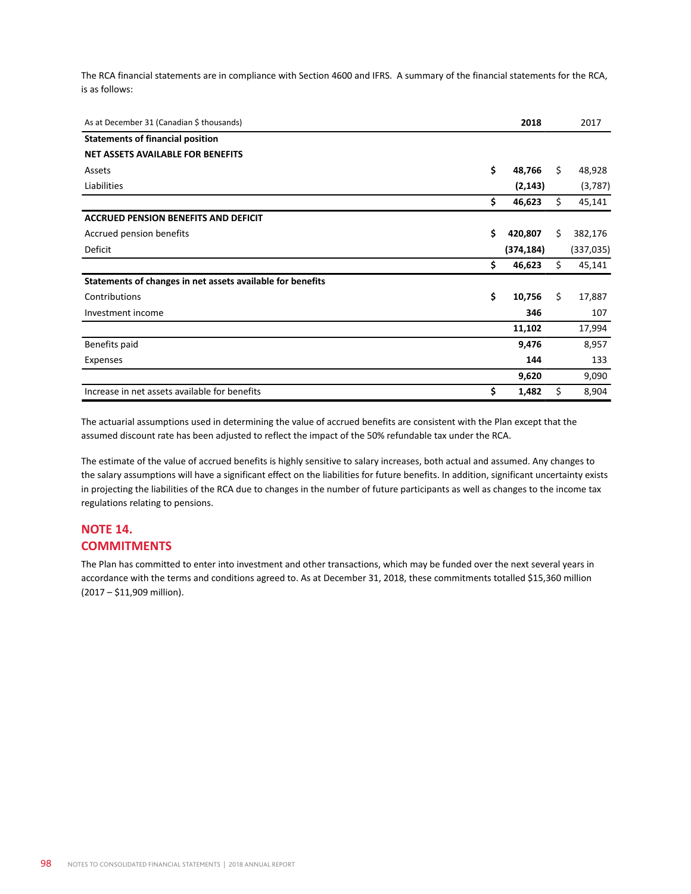The RCA financial statements are in compliance with Section 4600 and IFRS. A summary of the financial statements for the RCA, is as follows:

| As at December 31 (Canadian $ thousands) | 2018 | 2017 |
|---|---|---|
| **Statements of financial position** | | |
| **NET ASSETS AVAILABLE FOR BENEFITS** | | |
| Assets | **$ 48,766** | $ 48,928 |
| Liabilities | **(2,143)** | (3,787) |
| | **$ 46,623** | $ 45,141 |
| **ACCRUED PENSION BENEFITS AND DEFICIT** | | |
| Accrued pension benefits | **$ 420,807** | $ 382,176 |
| Deficit | **(374,184)** | (337,035) |
| | **$ 46,623** | $ 45,141 |
| **Statements of changes in net assets available for benefits** | | |
| Contributions | **$ 10,756** | $ 17,887 |
| Investment income | **346** | 107 |
| | **11,102** | 17,994 |
| Benefits paid | **9,476** | 8,957 |
| Expenses | **144** | 133 |
| | **9,620** | 9,090 |
| Increase in net assets available for benefits | **$ 1,482** | $ 8,904 |

The actuarial assumptions used in determining the value of accrued benefits are consistent with the Plan except that the assumed discount rate has been adjusted to reflect the impact of the 50% refundable tax under the RCA.

The estimate of the value of accrued benefits is highly sensitive to salary increases, both actual and assumed. Any changes to the salary assumptions will have a significant effect on the liabilities for future benefits. In addition, significant uncertainty exists in projecting the liabilities of the RCA due to changes in the number of future participants as well as changes to the income tax regulations relating to pensions.

## NOTE 14. COMMITMENTS

The Plan has committed to enter into investment and other transactions, which may be funded over the next several years in accordance with the terms and conditions agreed to. As at December 31, 2018, these commitments totalled $15,360 million (2017 – $11,909 million).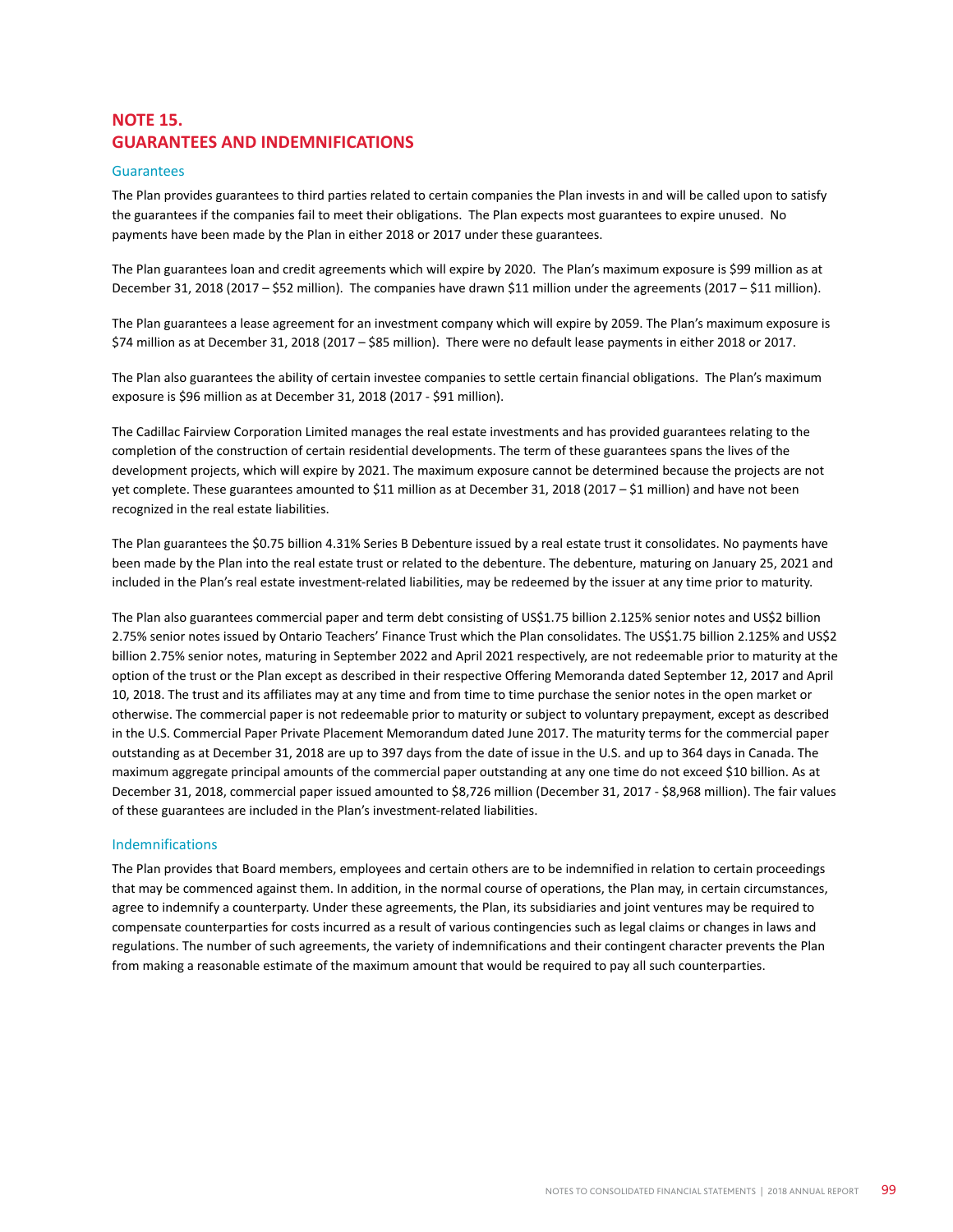## NOTE 15. GUARANTEES AND INDEMNIFICATIONS

### Guarantees

The Plan provides guarantees to third parties related to certain companies the Plan invests in and will be called upon to satisfy the guarantees if the companies fail to meet their obligations. The Plan expects most guarantees to expire unused. No payments have been made by the Plan in either 2018 or 2017 under these guarantees.

The Plan guarantees loan and credit agreements which will expire by 2020. The Plan's maximum exposure is $99 million as at December 31, 2018 (2017 – $52 million). The companies have drawn $11 million under the agreements (2017 – $11 million).

The Plan guarantees a lease agreement for an investment company which will expire by 2059. The Plan's maximum exposure is $74 million as at December 31, 2018 (2017 – $85 million). There were no default lease payments in either 2018 or 2017.

The Plan also guarantees the ability of certain investee companies to settle certain financial obligations. The Plan's maximum exposure is $96 million as at December 31, 2018 (2017 - $91 million).

The Cadillac Fairview Corporation Limited manages the real estate investments and has provided guarantees relating to the completion of the construction of certain residential developments. The term of these guarantees spans the lives of the development projects, which will expire by 2021. The maximum exposure cannot be determined because the projects are not yet complete. These guarantees amounted to $11 million as at December 31, 2018 (2017 – $1 million) and have not been recognized in the real estate liabilities.

The Plan guarantees the $0.75 billion 4.31% Series B Debenture issued by a real estate trust it consolidates. No payments have been made by the Plan into the real estate trust or related to the debenture. The debenture, maturing on January 25, 2021 and included in the Plan's real estate investment-related liabilities, may be redeemed by the issuer at any time prior to maturity.

The Plan also guarantees commercial paper and term debt consisting of US$1.75 billion 2.125% senior notes and US$2 billion 2.75% senior notes issued by Ontario Teachers' Finance Trust which the Plan consolidates. The US$1.75 billion 2.125% and US$2 billion 2.75% senior notes, maturing in September 2022 and April 2021 respectively, are not redeemable prior to maturity at the option of the trust or the Plan except as described in their respective Offering Memoranda dated September 12, 2017 and April 10, 2018. The trust and its affiliates may at any time and from time to time purchase the senior notes in the open market or otherwise. The commercial paper is not redeemable prior to maturity or subject to voluntary prepayment, except as described in the U.S. Commercial Paper Private Placement Memorandum dated June 2017. The maturity terms for the commercial paper outstanding as at December 31, 2018 are up to 397 days from the date of issue in the U.S. and up to 364 days in Canada. The maximum aggregate principal amounts of the commercial paper outstanding at any one time do not exceed $10 billion. As at December 31, 2018, commercial paper issued amounted to $8,726 million (December 31, 2017 - $8,968 million). The fair values of these guarantees are included in the Plan's investment-related liabilities.

### Indemnifications

The Plan provides that Board members, employees and certain others are to be indemnified in relation to certain proceedings that may be commenced against them. In addition, in the normal course of operations, the Plan may, in certain circumstances, agree to indemnify a counterparty. Under these agreements, the Plan, its subsidiaries and joint ventures may be required to compensate counterparties for costs incurred as a result of various contingencies such as legal claims or changes in laws and regulations. The number of such agreements, the variety of indemnifications and their contingent character prevents the Plan from making a reasonable estimate of the maximum amount that would be required to pay all such counterparties.